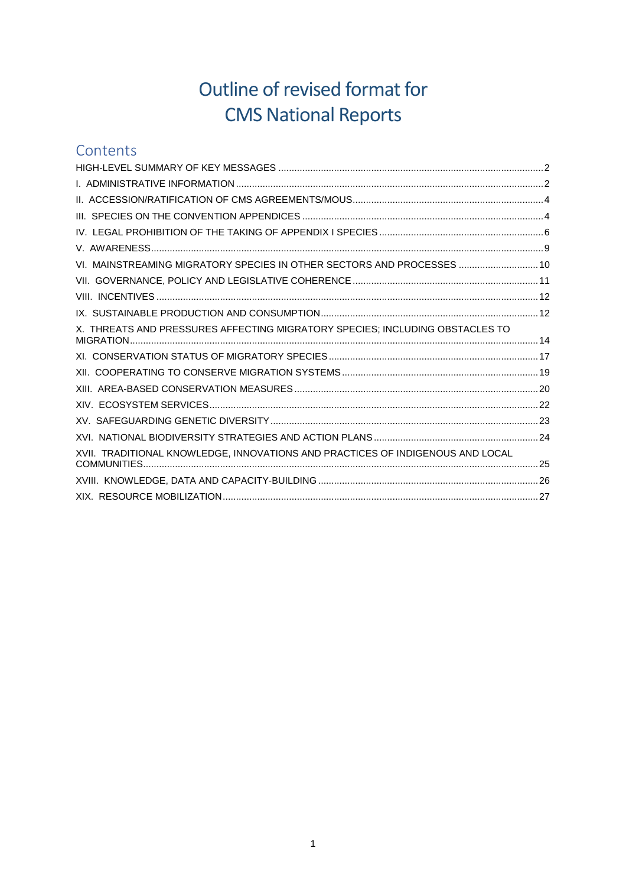# Outline of revised format for CMS National Reports

## Contents

HIGH-LEVEL SUMMARY OF KEY MESSAGES .......... 2
I. ADMINISTRATIVE INFORMATION .......... 2
II. ACCESSION/RATIFICATION OF CMS AGREEMENTS/MOUS .......... 4
III. SPECIES ON THE CONVENTION APPENDICES .......... 4
IV. LEGAL PROHIBITION OF THE TAKING OF APPENDIX I SPECIES .......... 6
V. AWARENESS .......... 9
VI. MAINSTREAMING MIGRATORY SPECIES IN OTHER SECTORS AND PROCESSES .......... 10
VII. GOVERNANCE, POLICY AND LEGISLATIVE COHERENCE .......... 11
VIII. INCENTIVES .......... 12
IX. SUSTAINABLE PRODUCTION AND CONSUMPTION .......... 12
X. THREATS AND PRESSURES AFFECTING MIGRATORY SPECIES; INCLUDING OBSTACLES TO MIGRATION .......... 14
XI. CONSERVATION STATUS OF MIGRATORY SPECIES .......... 17
XII. COOPERATING TO CONSERVE MIGRATION SYSTEMS .......... 19
XIII. AREA-BASED CONSERVATION MEASURES .......... 20
XIV. ECOSYSTEM SERVICES .......... 22
XV. SAFEGUARDING GENETIC DIVERSITY .......... 23
XVI. NATIONAL BIODIVERSITY STRATEGIES AND ACTION PLANS .......... 24
XVII. TRADITIONAL KNOWLEDGE, INNOVATIONS AND PRACTICES OF INDIGENOUS AND LOCAL COMMUNITIES .......... 25
XVIII. KNOWLEDGE, DATA AND CAPACITY-BUILDING .......... 26
XIX. RESOURCE MOBILIZATION .......... 27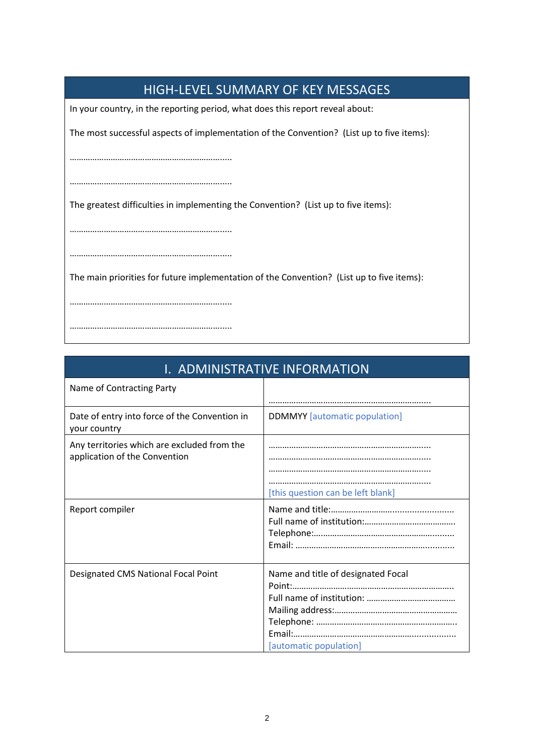## HIGH-LEVEL SUMMARY OF KEY MESSAGES

In your country, in the reporting period, what does this report reveal about:

The most successful aspects of implementation of the Convention? (List up to five items):

…………………………………………………………....

…………………………………………………………....

The greatest difficulties in implementing the Convention? (List up to five items):

…………………………………………………………....

…………………………………………………………....

The main priorities for future implementation of the Convention? (List up to five items):

…………………………………………………………....

…………………………………………………………....

## I. ADMINISTRATIVE INFORMATION

| | |
|---|---|
| Name of Contracting Party | …………………………………………………………..... |
| Date of entry into force of the Convention in your country | DDMMYY [automatic population] |
| Any territories which are excluded from the application of the Convention | …………………………………………………………..... …………………………………………………………..... …………………………………………………………..... …………………………………………………………..... [this question can be left blank] |
| Report compiler | Name and title:…………………………………………… Full name of institution:………………………………… Telephone:………………………………………………….. Email: …………………………………………………………. |
| Designated CMS National Focal Point | Name and title of designated Focal Point:……………………………………………………………. Full name of institution: ……………………………… Mailing address:……………………………………………. Telephone: ……………………………………………………. Email:……………………………………………………………. [automatic population] |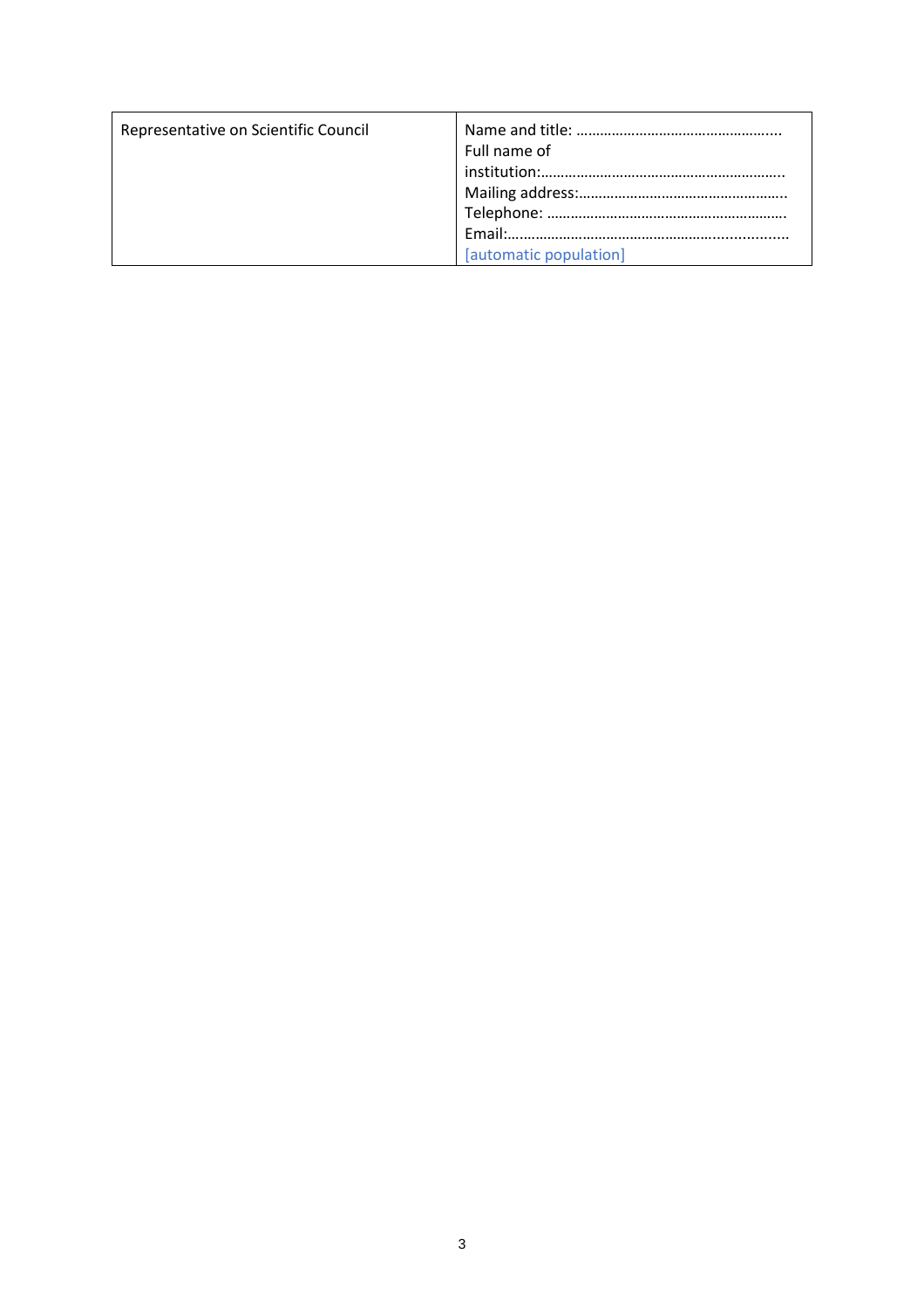| Representative on Scientific Council | Name and title: …………………………………………...<br>Full name of institution:…………………………………………………..<br>Mailing address:……………………………………………..<br>Telephone: ……………………………………………………<br>Email:……………………………………………...............<br>[automatic population] |
|---|---|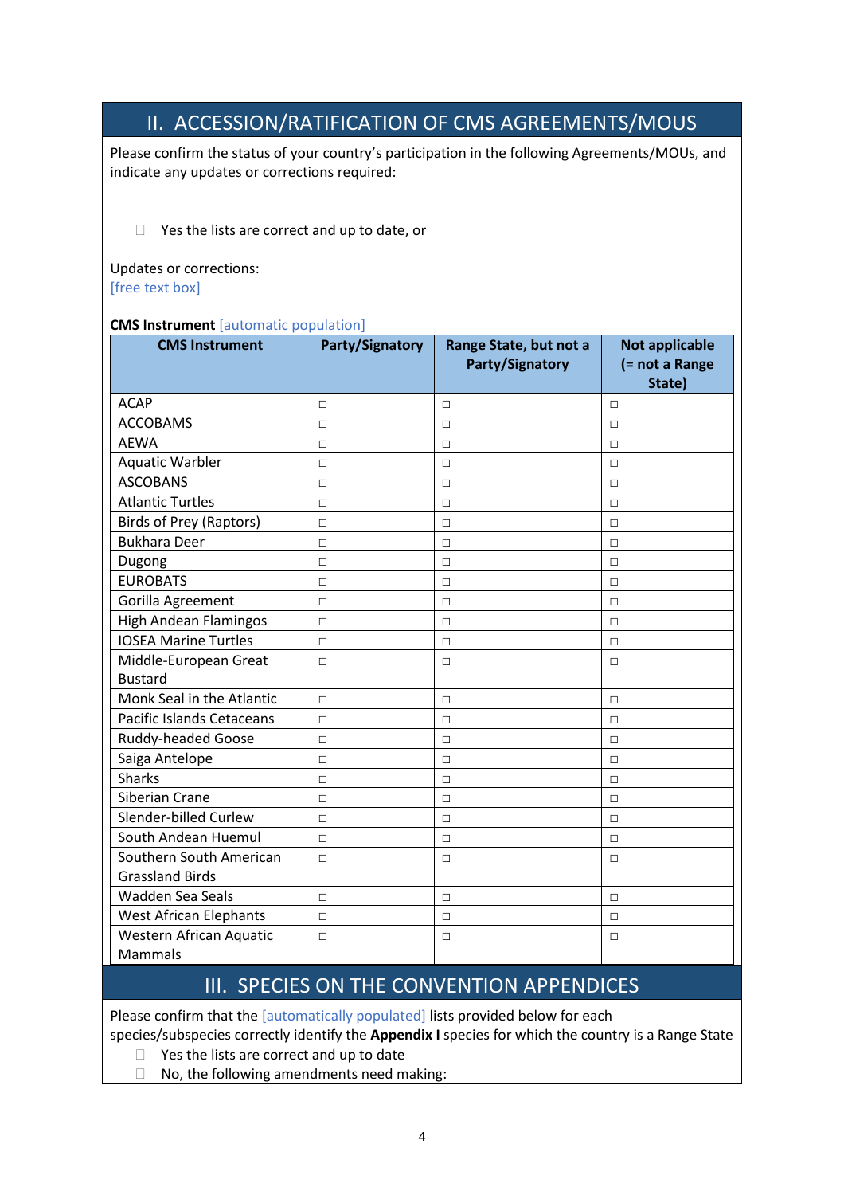## II. ACCESSION/RATIFICATION OF CMS AGREEMENTS/MOUS

Please confirm the status of your country's participation in the following Agreements/MOUs, and indicate any updates or corrections required:

☐ Yes the lists are correct and up to date, or

Updates or corrections:
[free text box]

**CMS Instrument** [automatic population]

| CMS Instrument | Party/Signatory | Range State, but not a Party/Signatory | Not applicable (= not a Range State) |
|---|---|---|---|
| ACAP | ☐ | ☐ | ☐ |
| ACCOBAMS | ☐ | ☐ | ☐ |
| AEWA | ☐ | ☐ | ☐ |
| Aquatic Warbler | ☐ | ☐ | ☐ |
| ASCOBANS | ☐ | ☐ | ☐ |
| Atlantic Turtles | ☐ | ☐ | ☐ |
| Birds of Prey (Raptors) | ☐ | ☐ | ☐ |
| Bukhara Deer | ☐ | ☐ | ☐ |
| Dugong | ☐ | ☐ | ☐ |
| EUROBATS | ☐ | ☐ | ☐ |
| Gorilla Agreement | ☐ | ☐ | ☐ |
| High Andean Flamingos | ☐ | ☐ | ☐ |
| IOSEA Marine Turtles | ☐ | ☐ | ☐ |
| Middle-European Great Bustard | ☐ | ☐ | ☐ |
| Monk Seal in the Atlantic | ☐ | ☐ | ☐ |
| Pacific Islands Cetaceans | ☐ | ☐ | ☐ |
| Ruddy-headed Goose | ☐ | ☐ | ☐ |
| Saiga Antelope | ☐ | ☐ | ☐ |
| Sharks | ☐ | ☐ | ☐ |
| Siberian Crane | ☐ | ☐ | ☐ |
| Slender-billed Curlew | ☐ | ☐ | ☐ |
| South Andean Huemul | ☐ | ☐ | ☐ |
| Southern South American Grassland Birds | ☐ | ☐ | ☐ |
| Wadden Sea Seals | ☐ | ☐ | ☐ |
| West African Elephants | ☐ | ☐ | ☐ |
| Western African Aquatic Mammals | ☐ | ☐ | ☐ |

## III. SPECIES ON THE CONVENTION APPENDICES

Please confirm that the [automatically populated] lists provided below for each species/subspecies correctly identify the **Appendix I** species for which the country is a Range State

☐ Yes the lists are correct and up to date

☐ No, the following amendments need making: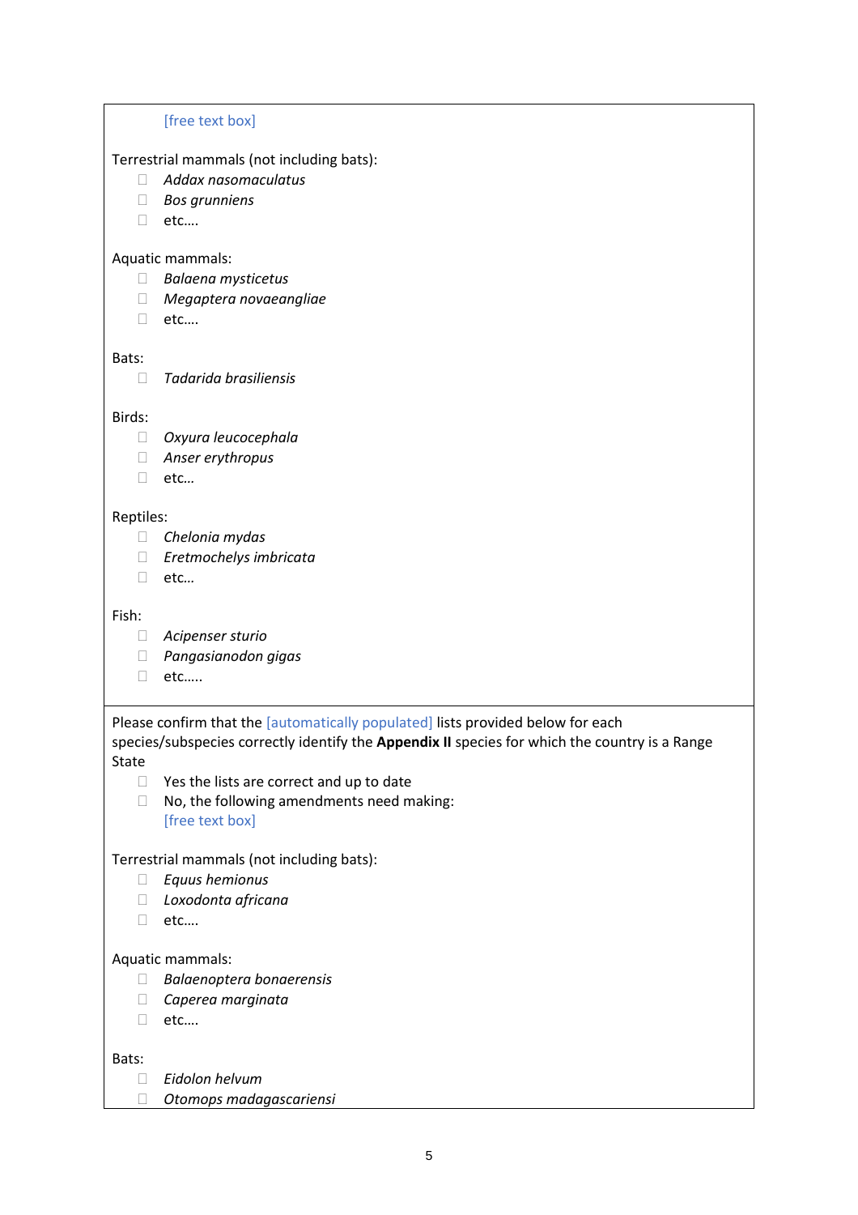[free text box]

Terrestrial mammals (not including bats):

- ☐ *Addax nasomaculatus*
- ☐ *Bos grunniens*
- ☐ etc….

Aquatic mammals:

- ☐ *Balaena mysticetus*
- ☐ *Megaptera novaeangliae*
- ☐ etc….

Bats:

- ☐ *Tadarida brasiliensis*

Birds:

- ☐ *Oxyura leucocephala*
- ☐ *Anser erythropus*
- ☐ etc…

Reptiles:

- ☐ *Chelonia mydas*
- ☐ *Eretmochelys imbricata*
- ☐ etc…

Fish:

- ☐ *Acipenser sturio*
- ☐ *Pangasianodon gigas*
- ☐ etc…..

---

Please confirm that the [automatically populated] lists provided below for each species/subspecies correctly identify the **Appendix II** species for which the country is a Range State

- ☐ Yes the lists are correct and up to date
- ☐ No, the following amendments need making:
  [free text box]

Terrestrial mammals (not including bats):

- ☐ *Equus hemionus*
- ☐ *Loxodonta africana*
- ☐ etc….

Aquatic mammals:

- ☐ *Balaenoptera bonaerensis*
- ☐ *Caperea marginata*
- ☐ etc….

Bats:

- ☐ *Eidolon helvum*
- ☐ *Otomops madagascariensi*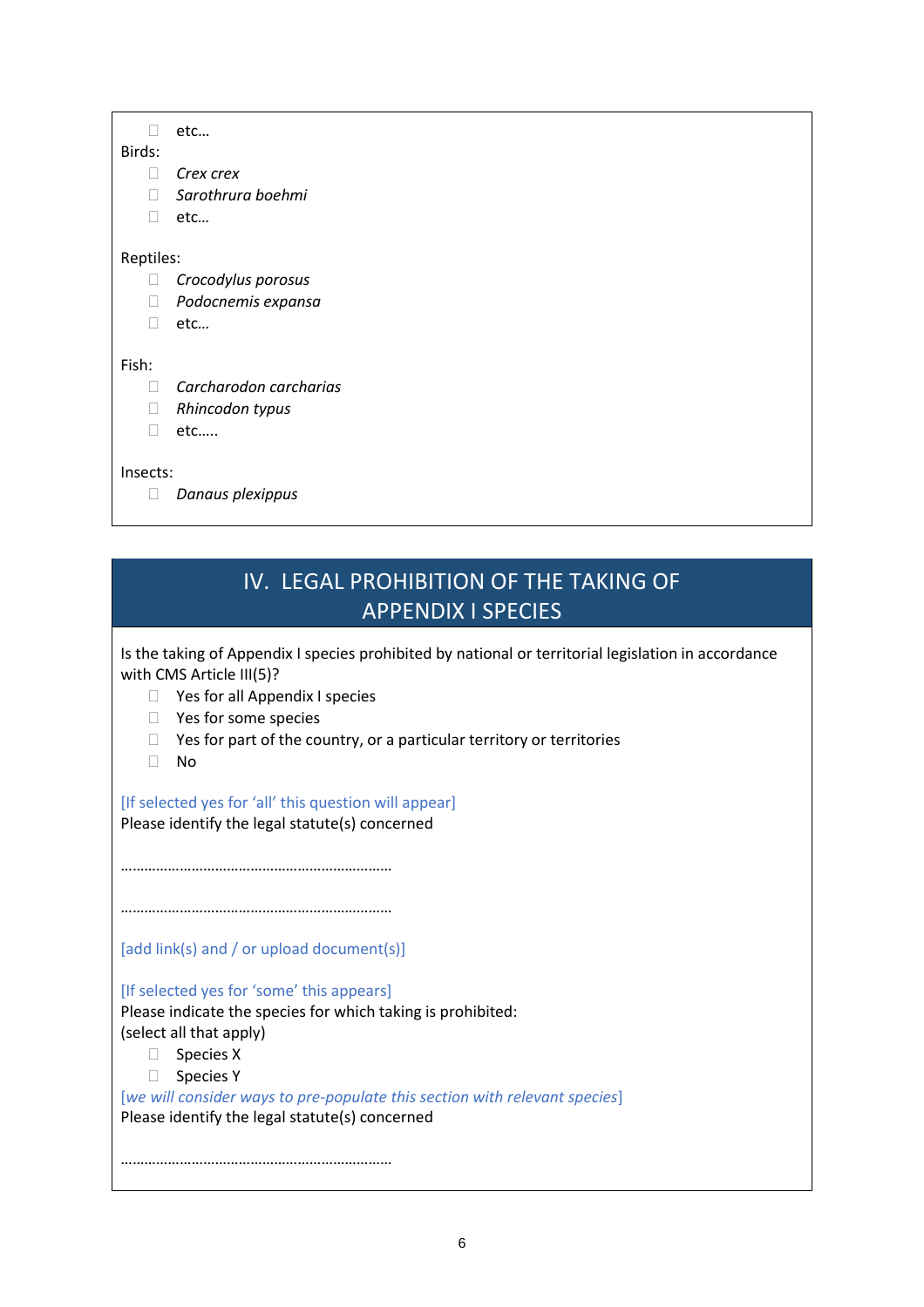- ☐ etc…

Birds:

- ☐ *Crex crex*
- ☐ *Sarothrura boehmi*
- ☐ etc…

Reptiles:

- ☐ *Crocodylus porosus*
- ☐ *Podocnemis expansa*
- ☐ etc…

Fish:

- ☐ *Carcharodon carcharias*
- ☐ *Rhincodon typus*
- ☐ etc…..

Insects:

- ☐ *Danaus plexippus*

## IV. LEGAL PROHIBITION OF THE TAKING OF APPENDIX I SPECIES

Is the taking of Appendix I species prohibited by national or territorial legislation in accordance with CMS Article III(5)?

- ☐ Yes for all Appendix I species
- ☐ Yes for some species
- ☐ Yes for part of the country, or a particular territory or territories
- ☐ No

[If selected yes for 'all' this question will appear]
Please identify the legal statute(s) concerned

…………………………………………………………

…………………………………………………………

[add link(s) and / or upload document(s)]

[If selected yes for 'some' this appears]
Please indicate the species for which taking is prohibited:
(select all that apply)

- ☐ Species X
- ☐ Species Y

*[we will consider ways to pre-populate this section with relevant species]*
Please identify the legal statute(s) concerned

…………………………………………………………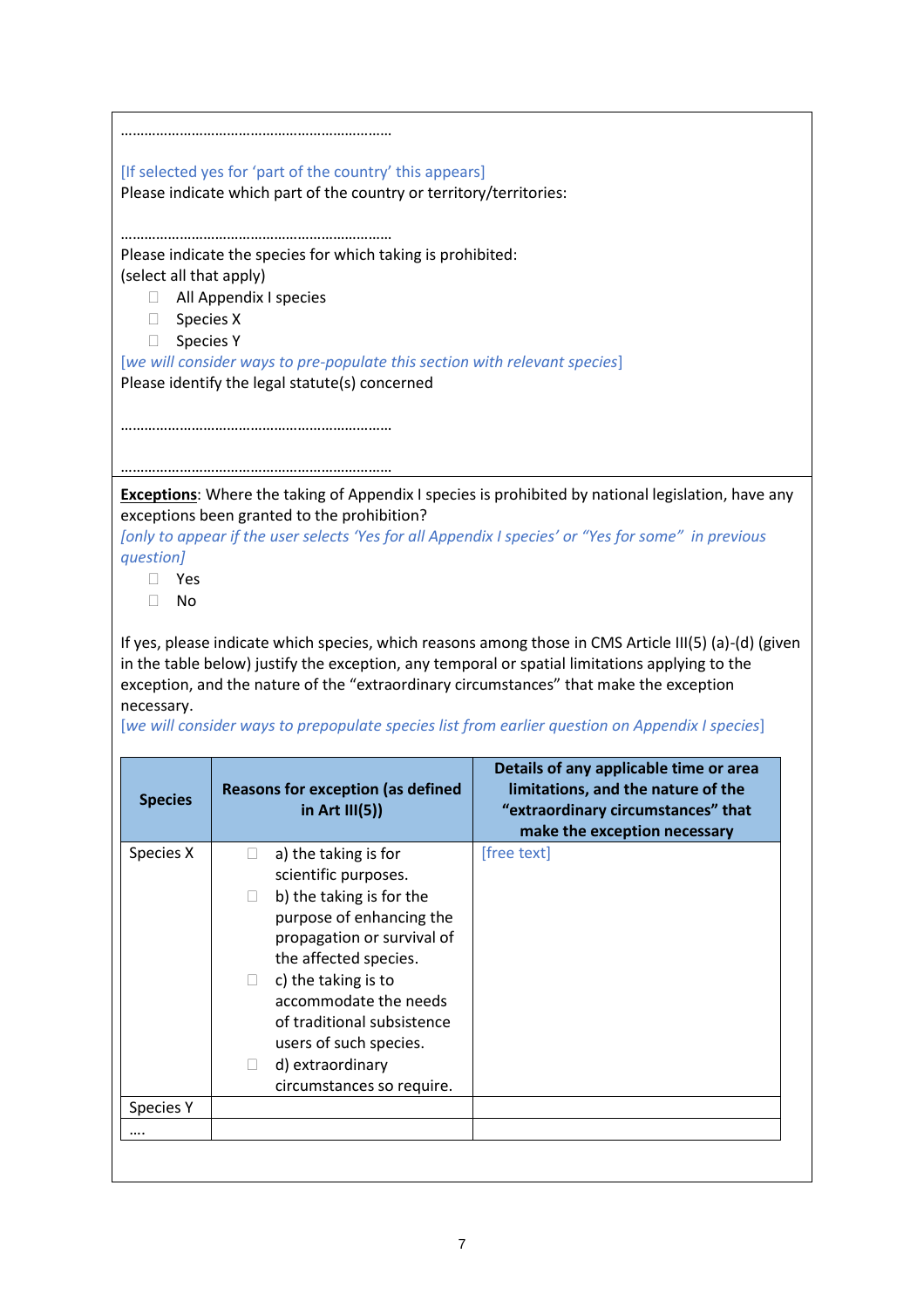…………………………………………………………………

*[If selected yes for 'part of the country' this appears]*
Please indicate which part of the country or territory/territories:

…………………………………………………………………

Please indicate the species for which taking is prohibited:
(select all that apply)

- ☐ All Appendix I species
- ☐ Species X
- ☐ Species Y

*[we will consider ways to pre-populate this section with relevant species]*

Please identify the legal statute(s) concerned

…………………………………………………………………

…………………………………………………………………

**Exceptions**: Where the taking of Appendix I species is prohibited by national legislation, have any exceptions been granted to the prohibition?

*[only to appear if the user selects 'Yes for all Appendix I species' or "Yes for some" in previous question]*

- ☐ Yes
- ☐ No

If yes, please indicate which species, which reasons among those in CMS Article III(5) (a)-(d) (given in the table below) justify the exception, any temporal or spatial limitations applying to the exception, and the nature of the "extraordinary circumstances" that make the exception necessary.

*[we will consider ways to prepopulate species list from earlier question on Appendix I species]*

| Species | Reasons for exception (as defined in Art III(5)) | Details of any applicable time or area limitations, and the nature of the "extraordinary circumstances" that make the exception necessary |
|---|---|---|
| Species X | ☐ a) the taking is for scientific purposes.<br>☐ b) the taking is for the purpose of enhancing the propagation or survival of the affected species.<br>☐ c) the taking is to accommodate the needs of traditional subsistence users of such species.<br>☐ d) extraordinary circumstances so require. | [free text] |
| Species Y | | |
| …. | | |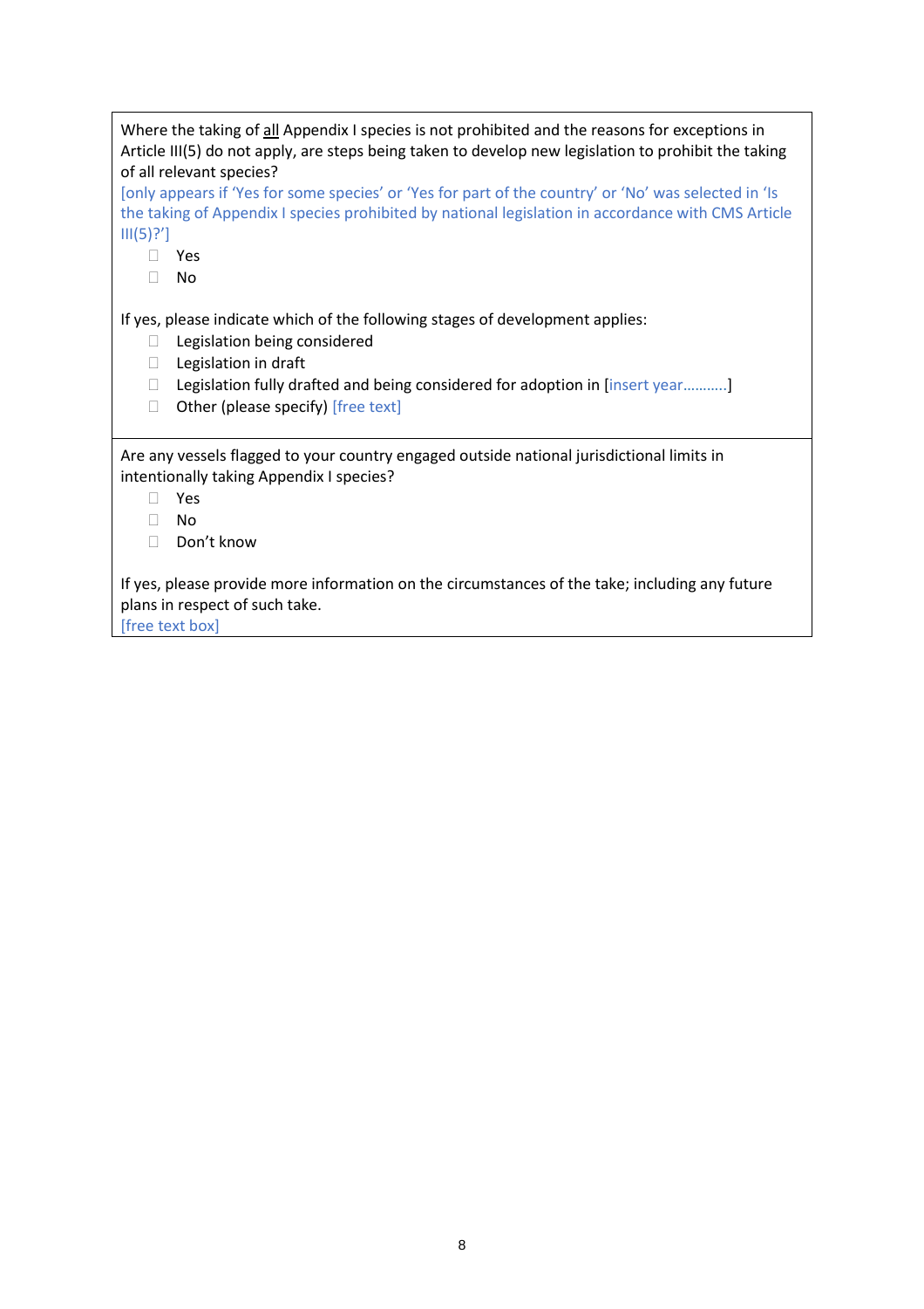Where the taking of <u>all</u> Appendix I species is not prohibited and the reasons for exceptions in Article III(5) do not apply, are steps being taken to develop new legislation to prohibit the taking of all relevant species?

[only appears if 'Yes for some species' or 'Yes for part of the country' or 'No' was selected in 'Is the taking of Appendix I species prohibited by national legislation in accordance with CMS Article III(5)?']

- ☐ Yes
- ☐ No

If yes, please indicate which of the following stages of development applies:

- ☐ Legislation being considered
- ☐ Legislation in draft
- ☐ Legislation fully drafted and being considered for adoption in [insert year..........]
- ☐ Other (please specify) [free text]

---

Are any vessels flagged to your country engaged outside national jurisdictional limits in intentionally taking Appendix I species?

- ☐ Yes
- ☐ No
- ☐ Don't know

If yes, please provide more information on the circumstances of the take; including any future plans in respect of such take.

[free text box]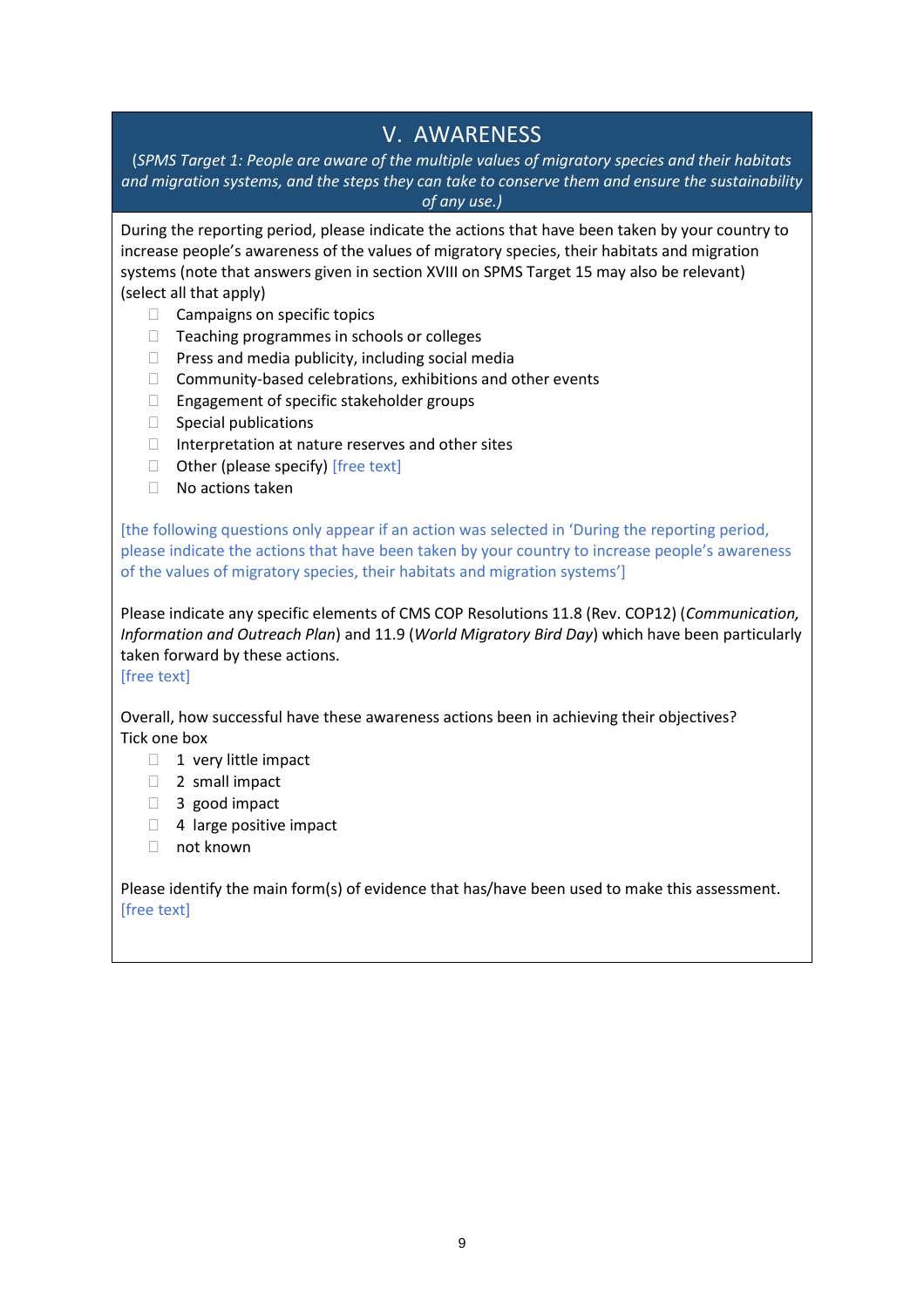# V. AWARENESS

*(SPMS Target 1: People are aware of the multiple values of migratory species and their habitats and migration systems, and the steps they can take to conserve them and ensure the sustainability of any use.)*

During the reporting period, please indicate the actions that have been taken by your country to increase people's awareness of the values of migratory species, their habitats and migration systems (note that answers given in section XVIII on SPMS Target 15 may also be relevant) (select all that apply)

- ☐ Campaigns on specific topics
- ☐ Teaching programmes in schools or colleges
- ☐ Press and media publicity, including social media
- ☐ Community-based celebrations, exhibitions and other events
- ☐ Engagement of specific stakeholder groups
- ☐ Special publications
- ☐ Interpretation at nature reserves and other sites
- ☐ Other (please specify) [free text]
- ☐ No actions taken

[the following questions only appear if an action was selected in 'During the reporting period, please indicate the actions that have been taken by your country to increase people's awareness of the values of migratory species, their habitats and migration systems']

Please indicate any specific elements of CMS COP Resolutions 11.8 (Rev. COP12) (*Communication, Information and Outreach Plan*) and 11.9 (*World Migratory Bird Day*) which have been particularly taken forward by these actions.
[free text]

Overall, how successful have these awareness actions been in achieving their objectives?
Tick one box

- ☐ 1 very little impact
- ☐ 2 small impact
- ☐ 3 good impact
- ☐ 4 large positive impact
- ☐ not known

Please identify the main form(s) of evidence that has/have been used to make this assessment.
[free text]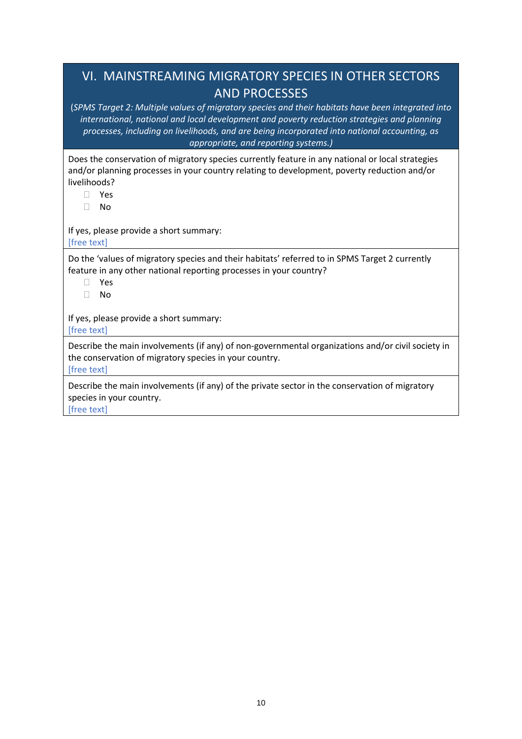# VI. MAINSTREAMING MIGRATORY SPECIES IN OTHER SECTORS AND PROCESSES

(*SPMS Target 2: Multiple values of migratory species and their habitats have been integrated into international, national and local development and poverty reduction strategies and planning processes, including on livelihoods, and are being incorporated into national accounting, as appropriate, and reporting systems.)*

Does the conservation of migratory species currently feature in any national or local strategies and/or planning processes in your country relating to development, poverty reduction and/or livelihoods?

- ☐ Yes
- ☐ No

If yes, please provide a short summary:
[free text]

Do the 'values of migratory species and their habitats' referred to in SPMS Target 2 currently feature in any other national reporting processes in your country?

- ☐ Yes
- ☐ No

If yes, please provide a short summary:
[free text]

Describe the main involvements (if any) of non-governmental organizations and/or civil society in the conservation of migratory species in your country.
[free text]

Describe the main involvements (if any) of the private sector in the conservation of migratory species in your country.
[free text]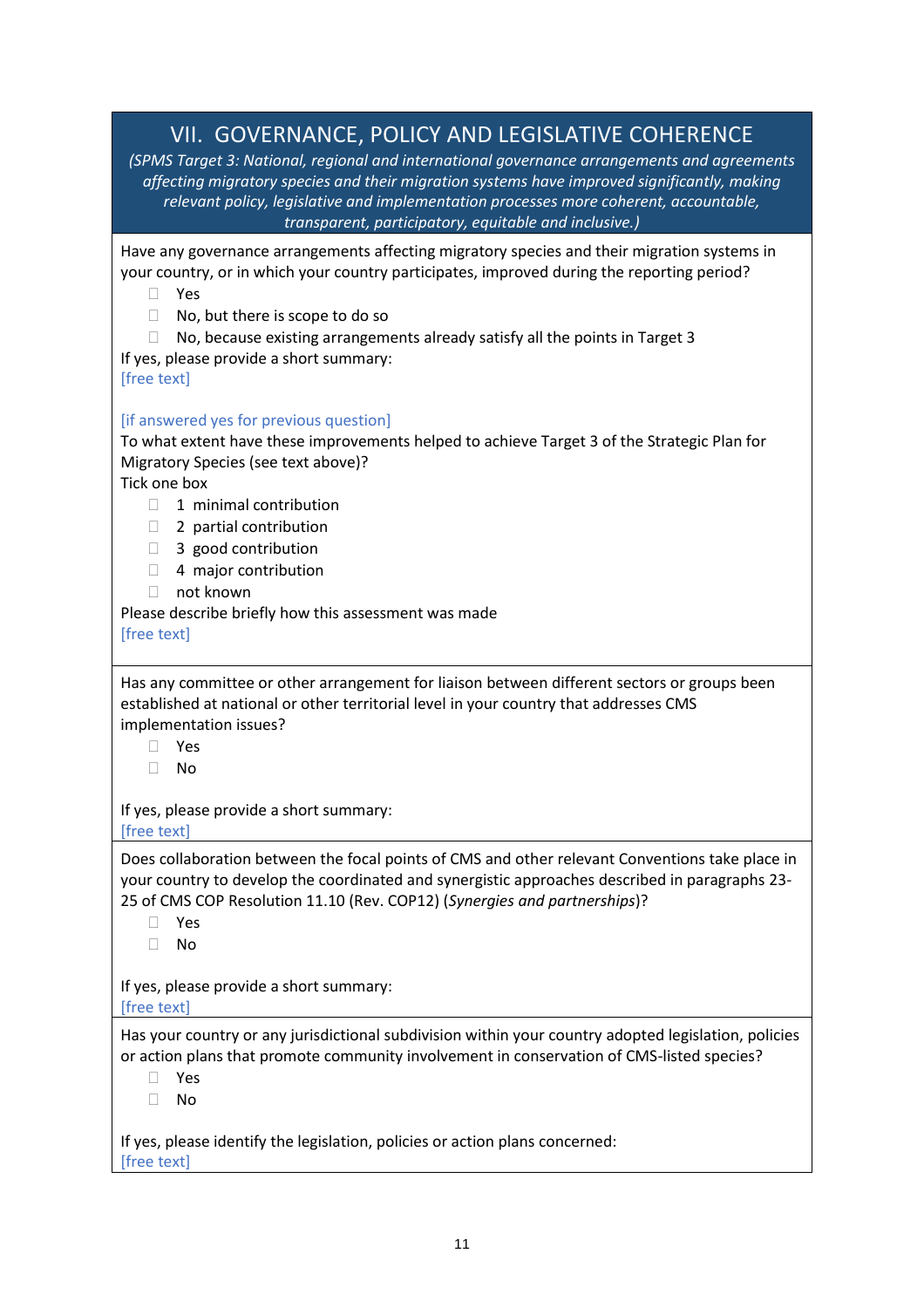## VII. GOVERNANCE, POLICY AND LEGISLATIVE COHERENCE

*(SPMS Target 3: National, regional and international governance arrangements and agreements affecting migratory species and their migration systems have improved significantly, making relevant policy, legislative and implementation processes more coherent, accountable, transparent, participatory, equitable and inclusive.)*

Have any governance arrangements affecting migratory species and their migration systems in your country, or in which your country participates, improved during the reporting period?

- ☐ Yes
- ☐ No, but there is scope to do so
- ☐ No, because existing arrangements already satisfy all the points in Target 3

If yes, please provide a short summary:
[free text]

[if answered yes for previous question]
To what extent have these improvements helped to achieve Target 3 of the Strategic Plan for Migratory Species (see text above)?
Tick one box

- ☐ 1 minimal contribution
- ☐ 2 partial contribution
- ☐ 3 good contribution
- ☐ 4 major contribution
- ☐ not known

Please describe briefly how this assessment was made
[free text]

---

Has any committee or other arrangement for liaison between different sectors or groups been established at national or other territorial level in your country that addresses CMS implementation issues?

- ☐ Yes
- ☐ No

If yes, please provide a short summary:
[free text]

---

Does collaboration between the focal points of CMS and other relevant Conventions take place in your country to develop the coordinated and synergistic approaches described in paragraphs 23-25 of CMS COP Resolution 11.10 (Rev. COP12) (*Synergies and partnerships*)?

- ☐ Yes
- ☐ No

If yes, please provide a short summary:
[free text]

---

Has your country or any jurisdictional subdivision within your country adopted legislation, policies or action plans that promote community involvement in conservation of CMS-listed species?

- ☐ Yes
- ☐ No

If yes, please identify the legislation, policies or action plans concerned:
[free text]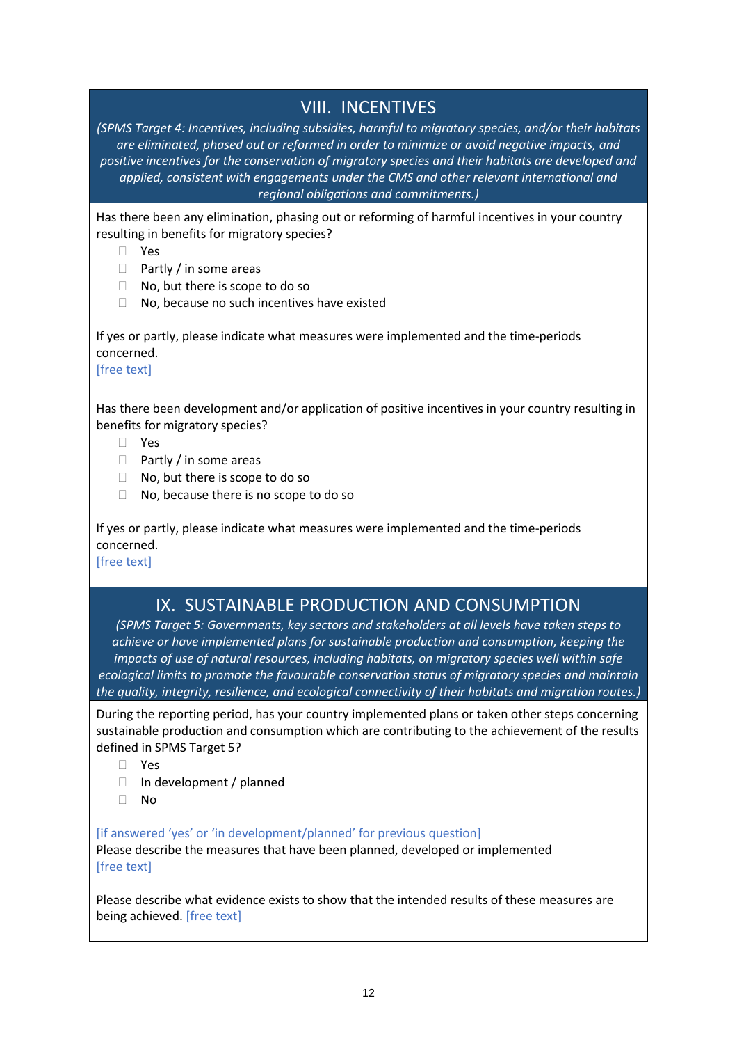## VIII. INCENTIVES

*(SPMS Target 4: Incentives, including subsidies, harmful to migratory species, and/or their habitats are eliminated, phased out or reformed in order to minimize or avoid negative impacts, and positive incentives for the conservation of migratory species and their habitats are developed and applied, consistent with engagements under the CMS and other relevant international and regional obligations and commitments.)*

Has there been any elimination, phasing out or reforming of harmful incentives in your country resulting in benefits for migratory species?

- ☐ Yes
- ☐ Partly / in some areas
- ☐ No, but there is scope to do so
- ☐ No, because no such incentives have existed

If yes or partly, please indicate what measures were implemented and the time-periods concerned.
[free text]

Has there been development and/or application of positive incentives in your country resulting in benefits for migratory species?

- ☐ Yes
- ☐ Partly / in some areas
- ☐ No, but there is scope to do so
- ☐ No, because there is no scope to do so

If yes or partly, please indicate what measures were implemented and the time-periods concerned.
[free text]

## IX. SUSTAINABLE PRODUCTION AND CONSUMPTION

*(SPMS Target 5: Governments, key sectors and stakeholders at all levels have taken steps to achieve or have implemented plans for sustainable production and consumption, keeping the impacts of use of natural resources, including habitats, on migratory species well within safe ecological limits to promote the favourable conservation status of migratory species and maintain the quality, integrity, resilience, and ecological connectivity of their habitats and migration routes.)*

During the reporting period, has your country implemented plans or taken other steps concerning sustainable production and consumption which are contributing to the achievement of the results defined in SPMS Target 5?

- ☐ Yes
- ☐ In development / planned
- ☐ No

[if answered 'yes' or 'in development/planned' for previous question]
Please describe the measures that have been planned, developed or implemented
[free text]

Please describe what evidence exists to show that the intended results of these measures are being achieved. [free text]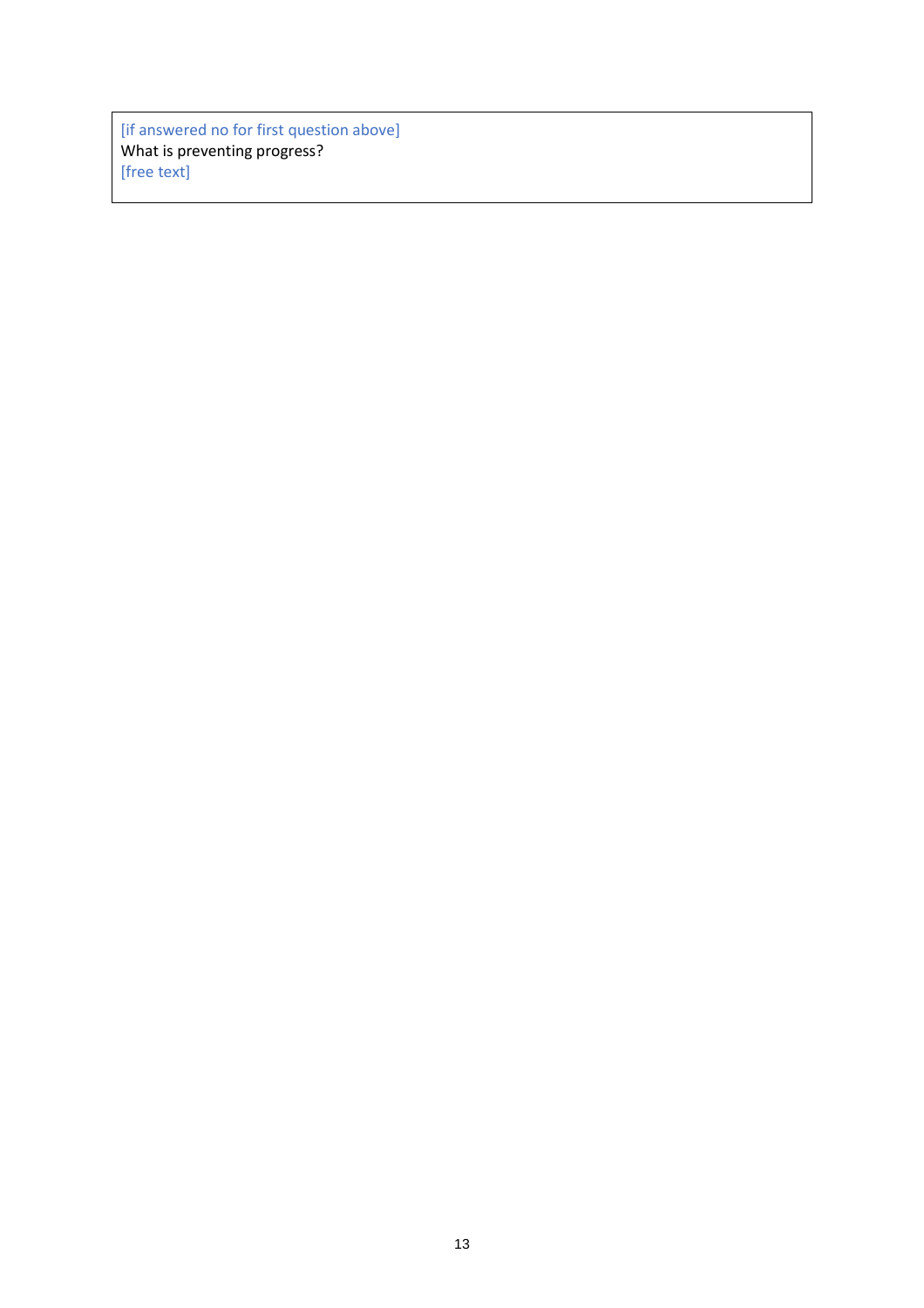[if answered no for first question above]
What is preventing progress?
[free text]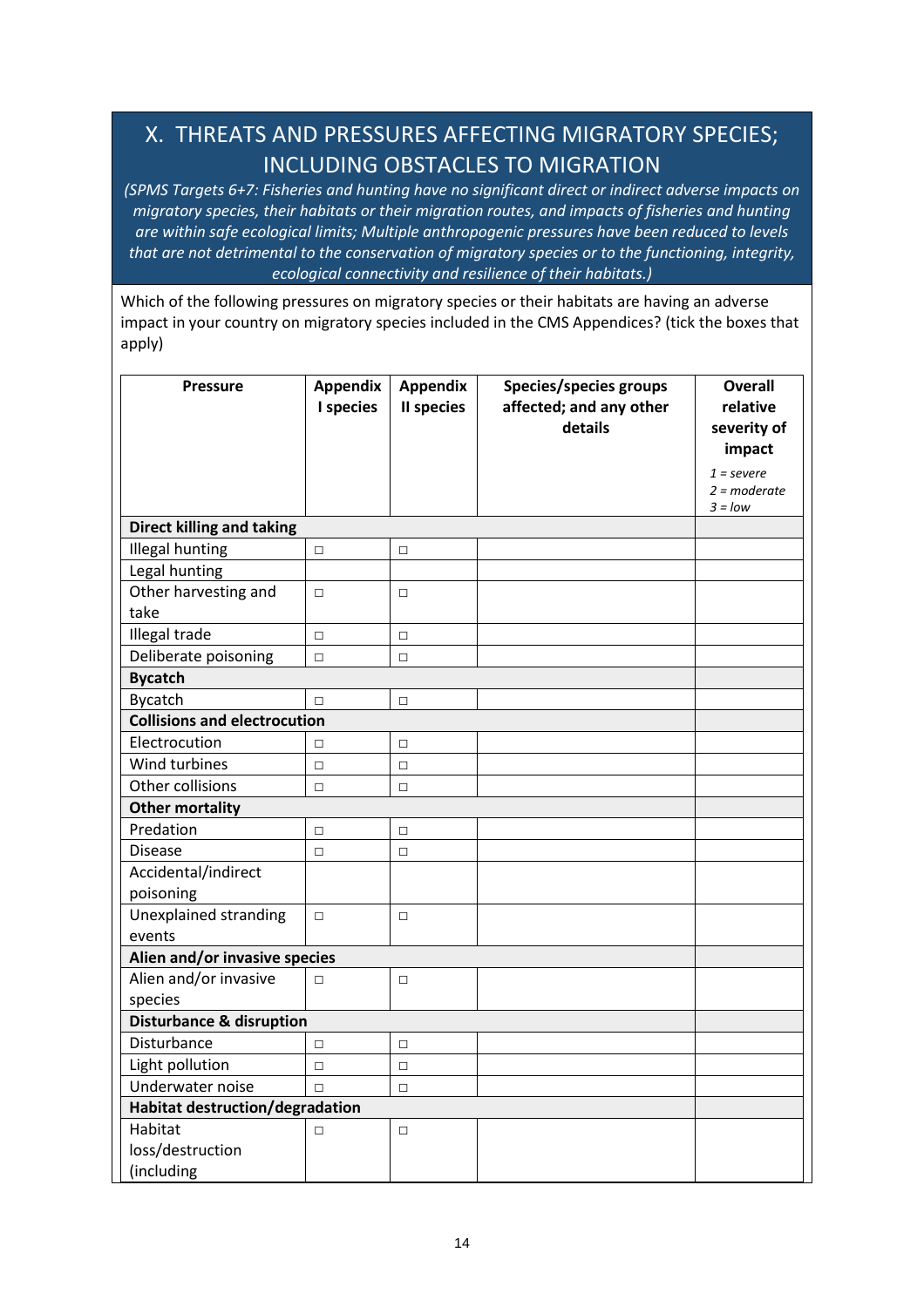# X. THREATS AND PRESSURES AFFECTING MIGRATORY SPECIES; INCLUDING OBSTACLES TO MIGRATION

*(SPMS Targets 6+7: Fisheries and hunting have no significant direct or indirect adverse impacts on migratory species, their habitats or their migration routes, and impacts of fisheries and hunting are within safe ecological limits; Multiple anthropogenic pressures have been reduced to levels that are not detrimental to the conservation of migratory species or to the functioning, integrity, ecological connectivity and resilience of their habitats.)*

Which of the following pressures on migratory species or their habitats are having an adverse impact in your country on migratory species included in the CMS Appendices? (tick the boxes that apply)

| Pressure | Appendix I species | Appendix II species | Species/species groups affected; and any other details | Overall relative severity of impact<br>*1 = severe*<br>*2 = moderate*<br>*3 = low* |
|---|---|---|---|---|
| **Direct killing and taking** | | | | |
| Illegal hunting | □ | □ | | |
| Legal hunting | | | | |
| Other harvesting and take | □ | □ | | |
| Illegal trade | □ | □ | | |
| Deliberate poisoning | □ | □ | | |
| **Bycatch** | | | | |
| Bycatch | □ | □ | | |
| **Collisions and electrocution** | | | | |
| Electrocution | □ | □ | | |
| Wind turbines | □ | □ | | |
| Other collisions | □ | □ | | |
| **Other mortality** | | | | |
| Predation | □ | □ | | |
| Disease | □ | □ | | |
| Accidental/indirect poisoning | | | | |
| Unexplained stranding events | □ | □ | | |
| **Alien and/or invasive species** | | | | |
| Alien and/or invasive species | □ | □ | | |
| **Disturbance & disruption** | | | | |
| Disturbance | □ | □ | | |
| Light pollution | □ | □ | | |
| Underwater noise | □ | □ | | |
| **Habitat destruction/degradation** | | | | |
| Habitat loss/destruction (including | □ | □ | | |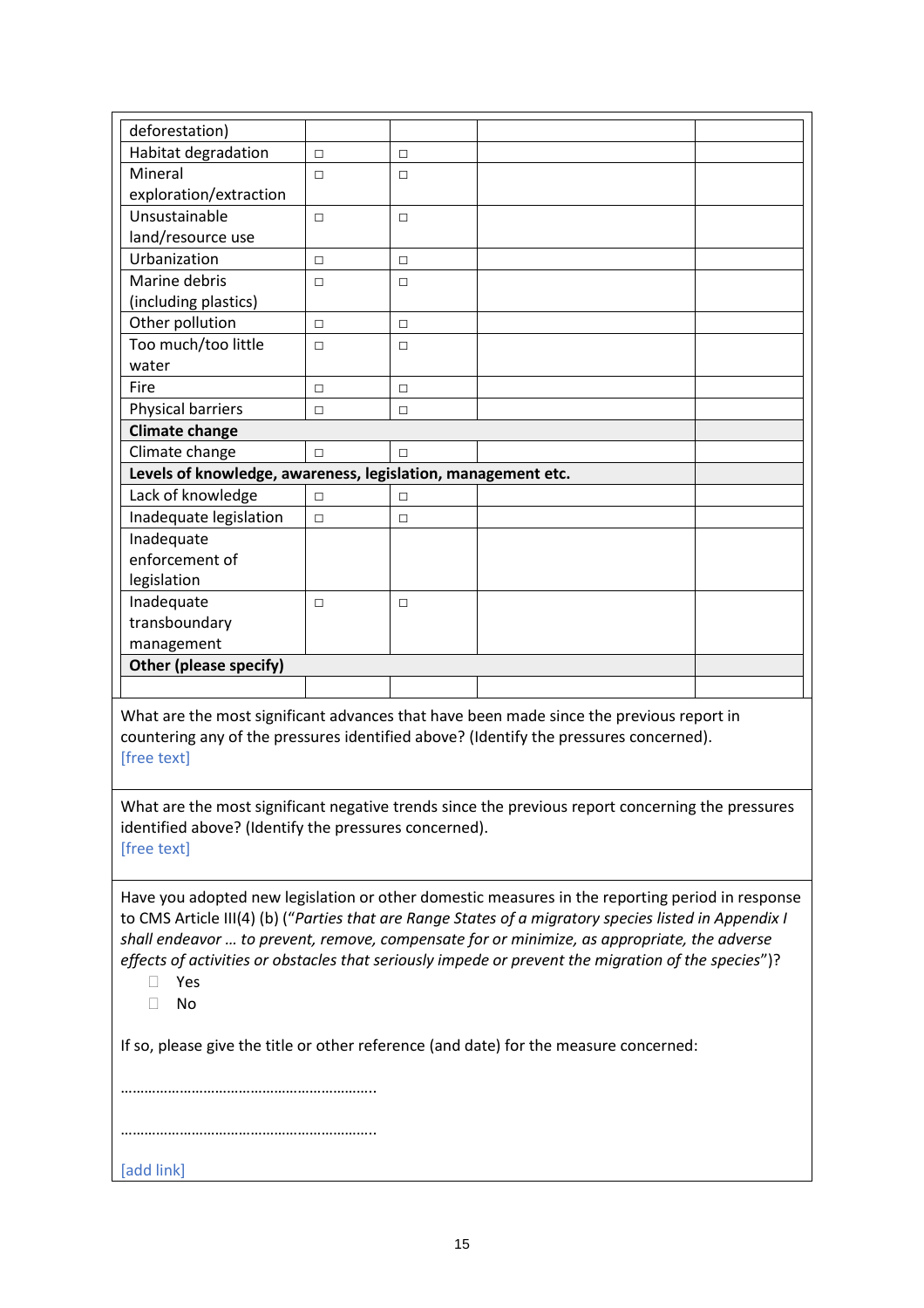| | | | | |
|---|---|---|---|---|
| deforestation) | | | | |
| Habitat degradation | ☐ | ☐ | | |
| Mineral exploration/extraction | ☐ | ☐ | | |
| Unsustainable land/resource use | ☐ | ☐ | | |
| Urbanization | ☐ | ☐ | | |
| Marine debris (including plastics) | ☐ | ☐ | | |
| Other pollution | ☐ | ☐ | | |
| Too much/too little water | ☐ | ☐ | | |
| Fire | ☐ | ☐ | | |
| Physical barriers | ☐ | ☐ | | |
| **Climate change** | | | | |
| Climate change | ☐ | ☐ | | |
| **Levels of knowledge, awareness, legislation, management etc.** | | | | |
| Lack of knowledge | ☐ | ☐ | | |
| Inadequate legislation | ☐ | ☐ | | |
| Inadequate enforcement of legislation | | | | |
| Inadequate transboundary management | ☐ | ☐ | | |
| **Other (please specify)** | | | | |
| | | | | |

What are the most significant advances that have been made since the previous report in countering any of the pressures identified above? (Identify the pressures concerned).
[free text]

What are the most significant negative trends since the previous report concerning the pressures identified above? (Identify the pressures concerned).
[free text]

Have you adopted new legislation or other domestic measures in the reporting period in response to CMS Article III(4) (b) ("*Parties that are Range States of a migratory species listed in Appendix I shall endeavour … to prevent, remove, compensate for or minimize, as appropriate, the adverse effects of activities or obstacles that seriously impede or prevent the migration of the species*")?

- ☐ Yes
- ☐ No

If so, please give the title or other reference (and date) for the measure concerned:

………………………………………………………..

………………………………………………………..

[add link]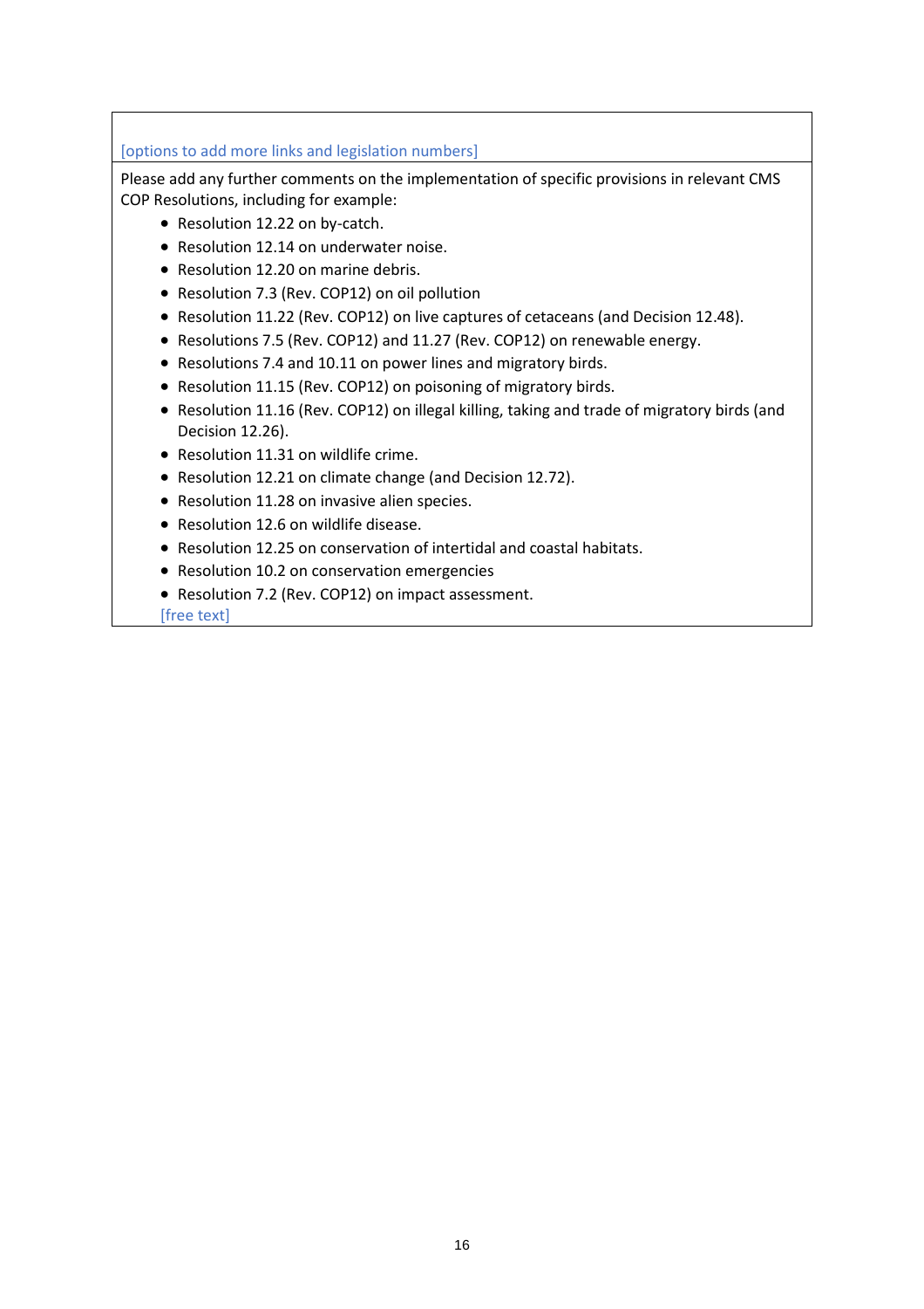[options to add more links and legislation numbers]

Please add any further comments on the implementation of specific provisions in relevant CMS COP Resolutions, including for example:

- Resolution 12.22 on by-catch.
- Resolution 12.14 on underwater noise.
- Resolution 12.20 on marine debris.
- Resolution 7.3 (Rev. COP12) on oil pollution
- Resolution 11.22 (Rev. COP12) on live captures of cetaceans (and Decision 12.48).
- Resolutions 7.5 (Rev. COP12) and 11.27 (Rev. COP12) on renewable energy.
- Resolutions 7.4 and 10.11 on power lines and migratory birds.
- Resolution 11.15 (Rev. COP12) on poisoning of migratory birds.
- Resolution 11.16 (Rev. COP12) on illegal killing, taking and trade of migratory birds (and Decision 12.26).
- Resolution 11.31 on wildlife crime.
- Resolution 12.21 on climate change (and Decision 12.72).
- Resolution 11.28 on invasive alien species.
- Resolution 12.6 on wildlife disease.
- Resolution 12.25 on conservation of intertidal and coastal habitats.
- Resolution 10.2 on conservation emergencies
- Resolution 7.2 (Rev. COP12) on impact assessment.

[free text]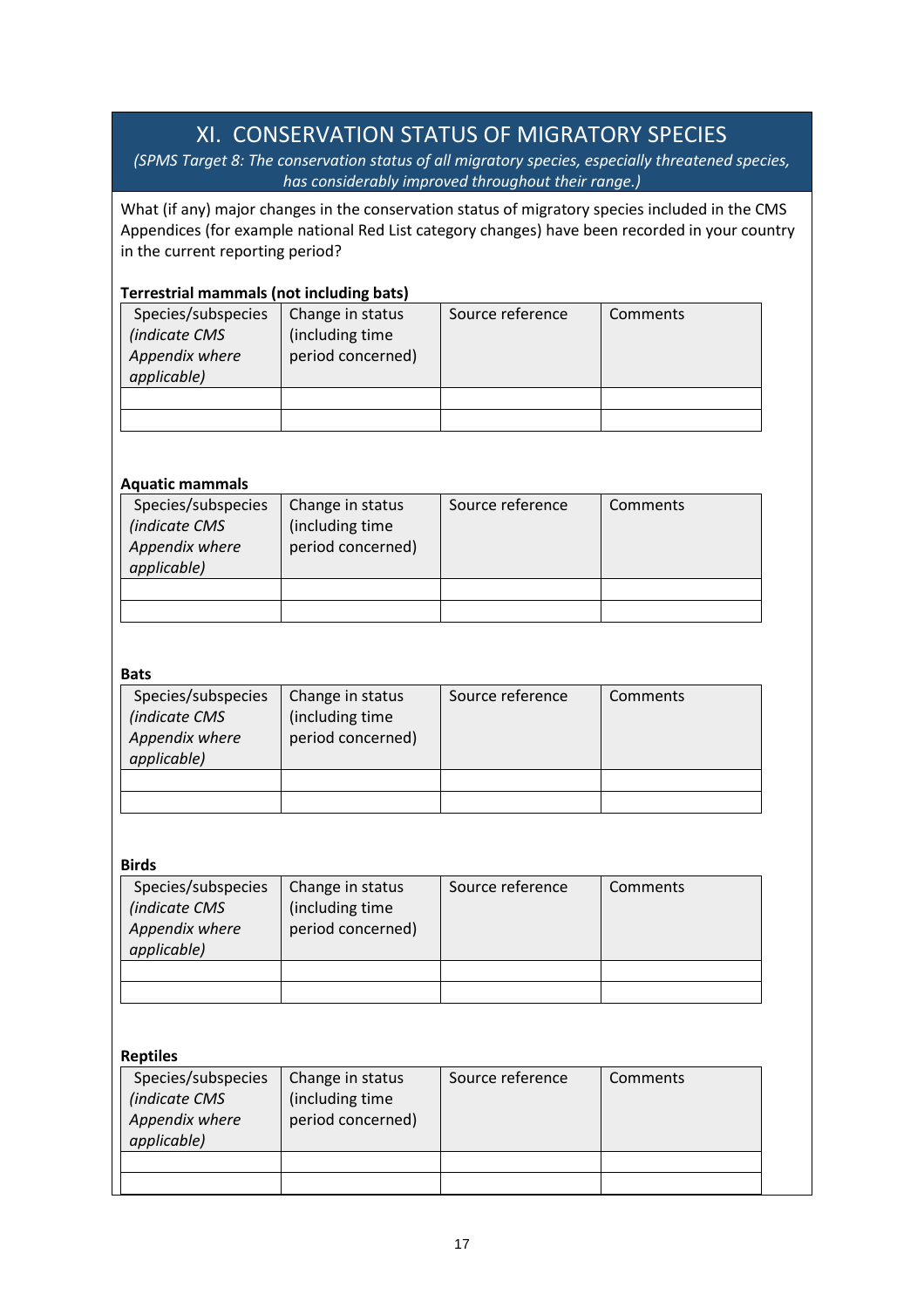# XI. CONSERVATION STATUS OF MIGRATORY SPECIES

*(SPMS Target 8: The conservation status of all migratory species, especially threatened species, has considerably improved throughout their range.)*

What (if any) major changes in the conservation status of migratory species included in the CMS Appendices (for example national Red List category changes) have been recorded in your country in the current reporting period?

**Terrestrial mammals (not including bats)**

| Species/subspecies *(indicate CMS Appendix where applicable)* | Change in status (including time period concerned) | Source reference | Comments |
|---|---|---|---|
| | | | |
| | | | |

**Aquatic mammals**

| Species/subspecies *(indicate CMS Appendix where applicable)* | Change in status (including time period concerned) | Source reference | Comments |
|---|---|---|---|
| | | | |
| | | | |

**Bats**

| Species/subspecies *(indicate CMS Appendix where applicable)* | Change in status (including time period concerned) | Source reference | Comments |
|---|---|---|---|
| | | | |
| | | | |

**Birds**

| Species/subspecies *(indicate CMS Appendix where applicable)* | Change in status (including time period concerned) | Source reference | Comments |
|---|---|---|---|
| | | | |
| | | | |

**Reptiles**

| Species/subspecies *(indicate CMS Appendix where applicable)* | Change in status (including time period concerned) | Source reference | Comments |
|---|---|---|---|
| | | | |
| | | | |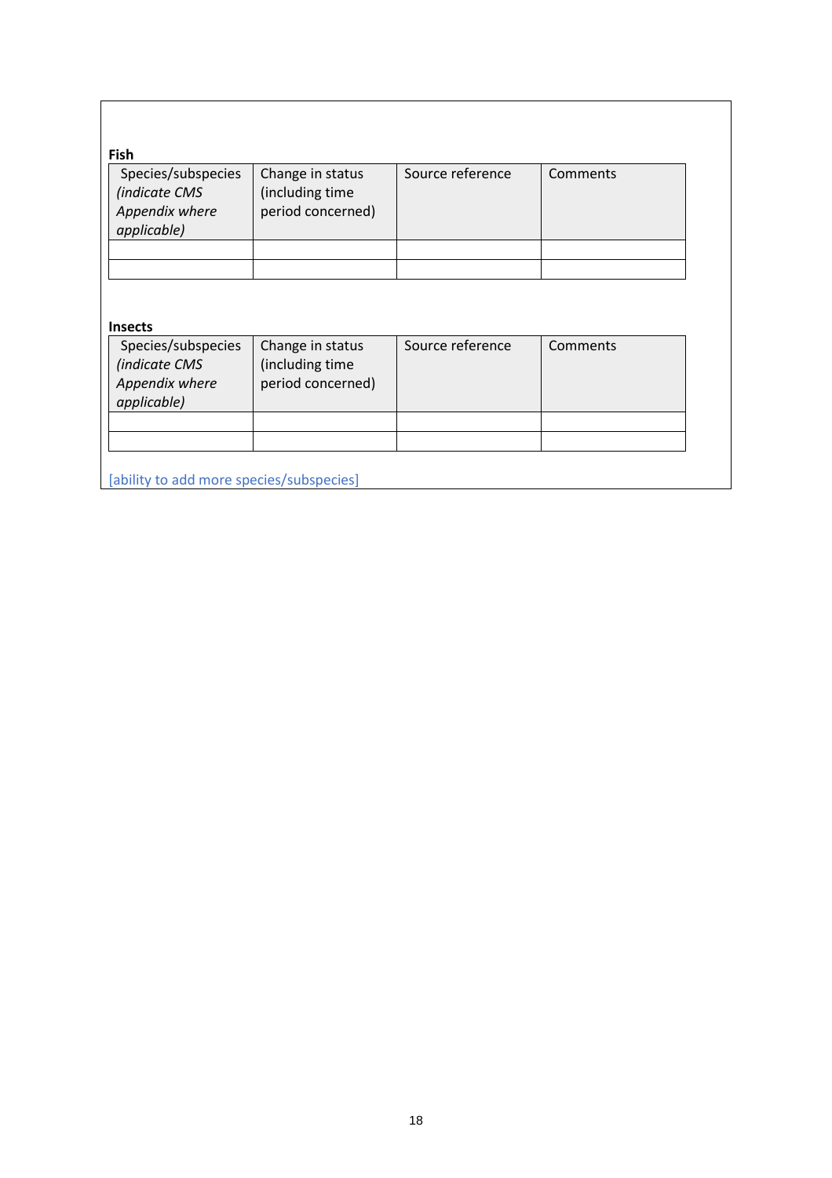**Fish**

| Species/subspecies *(indicate CMS Appendix where applicable)* | Change in status (including time period concerned) | Source reference | Comments |
|---|---|---|---|
| | | | |
| | | | |

**Insects**

| Species/subspecies *(indicate CMS Appendix where applicable)* | Change in status (including time period concerned) | Source reference | Comments |
|---|---|---|---|
| | | | |
| | | | |

[ability to add more species/subspecies]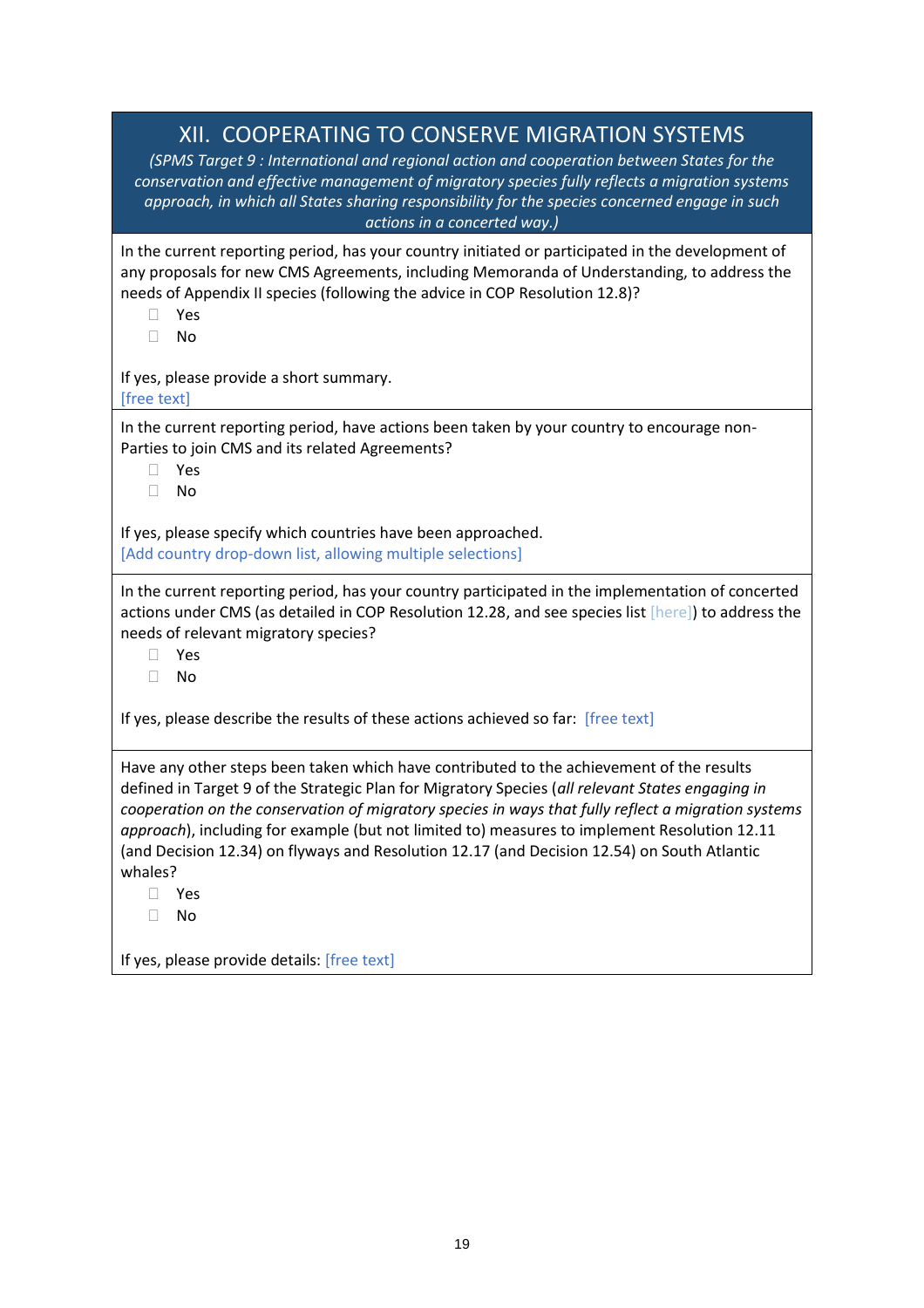# XII. COOPERATING TO CONSERVE MIGRATION SYSTEMS

*(SPMS Target 9 : International and regional action and cooperation between States for the conservation and effective management of migratory species fully reflects a migration systems approach, in which all States sharing responsibility for the species concerned engage in such actions in a concerted way.)*

In the current reporting period, has your country initiated or participated in the development of any proposals for new CMS Agreements, including Memoranda of Understanding, to address the needs of Appendix II species (following the advice in COP Resolution 12.8)?

- ☐ Yes
- ☐ No

If yes, please provide a short summary.
[free text]

---

In the current reporting period, have actions been taken by your country to encourage non-Parties to join CMS and its related Agreements?

- ☐ Yes
- ☐ No

If yes, please specify which countries have been approached.
[Add country drop-down list, allowing multiple selections]

---

In the current reporting period, has your country participated in the implementation of concerted actions under CMS (as detailed in COP Resolution 12.28, and see species list [here]) to address the needs of relevant migratory species?

- ☐ Yes
- ☐ No

If yes, please describe the results of these actions achieved so far: [free text]

---

Have any other steps been taken which have contributed to the achievement of the results defined in Target 9 of the Strategic Plan for Migratory Species (*all relevant States engaging in cooperation on the conservation of migratory species in ways that fully reflect a migration systems approach*), including for example (but not limited to) measures to implement Resolution 12.11 (and Decision 12.34) on flyways and Resolution 12.17 (and Decision 12.54) on South Atlantic whales?

- ☐ Yes
- ☐ No

If yes, please provide details: [free text]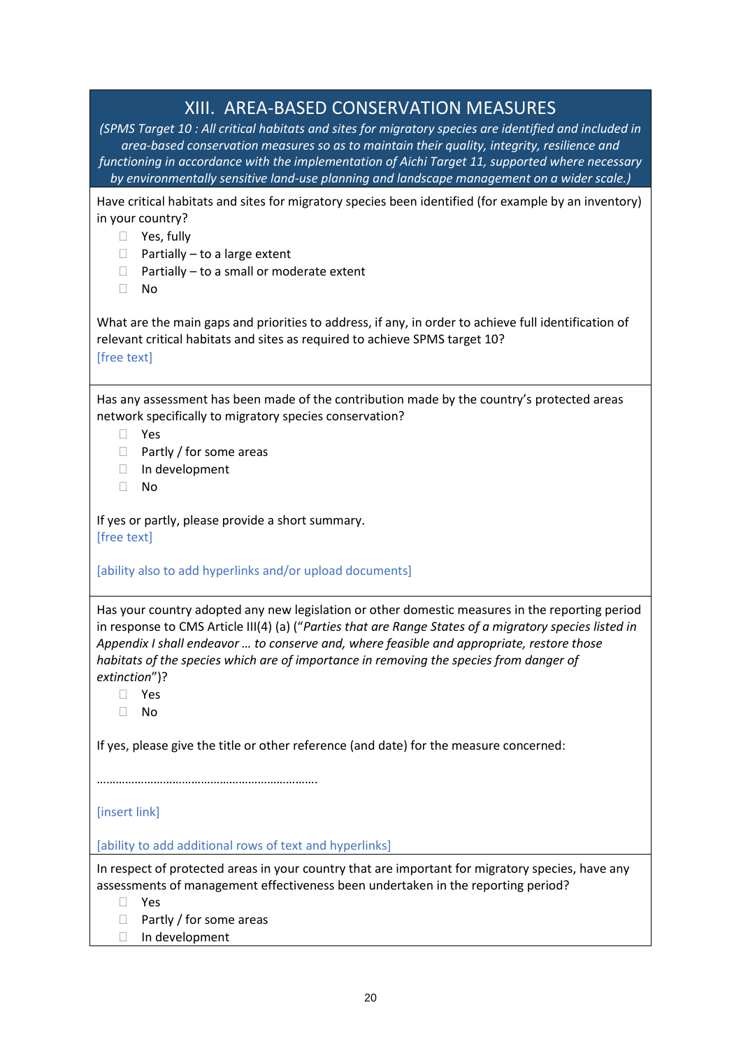## XIII. AREA-BASED CONSERVATION MEASURES

*(SPMS Target 10 : All critical habitats and sites for migratory species are identified and included in area-based conservation measures so as to maintain their quality, integrity, resilience and functioning in accordance with the implementation of Aichi Target 11, supported where necessary by environmentally sensitive land-use planning and landscape management on a wider scale.)*

Have critical habitats and sites for migratory species been identified (for example by an inventory) in your country?

- ☐ Yes, fully
- ☐ Partially – to a large extent
- ☐ Partially – to a small or moderate extent
- ☐ No

What are the main gaps and priorities to address, if any, in order to achieve full identification of relevant critical habitats and sites as required to achieve SPMS target 10?
[free text]

---

Has any assessment has been made of the contribution made by the country's protected areas network specifically to migratory species conservation?

- ☐ Yes
- ☐ Partly / for some areas
- ☐ In development
- ☐ No

If yes or partly, please provide a short summary.
[free text]

[ability also to add hyperlinks and/or upload documents]

---

Has your country adopted any new legislation or other domestic measures in the reporting period in response to CMS Article III(4) (a) ("*Parties that are Range States of a migratory species listed in Appendix I shall endeavor … to conserve and, where feasible and appropriate, restore those habitats of the species which are of importance in removing the species from danger of extinction*")?

- ☐ Yes
- ☐ No

If yes, please give the title or other reference (and date) for the measure concerned:

…………………………………………………………….

[insert link]

[ability to add additional rows of text and hyperlinks]

---

In respect of protected areas in your country that are important for migratory species, have any assessments of management effectiveness been undertaken in the reporting period?

- ☐ Yes
- ☐ Partly / for some areas
- ☐ In development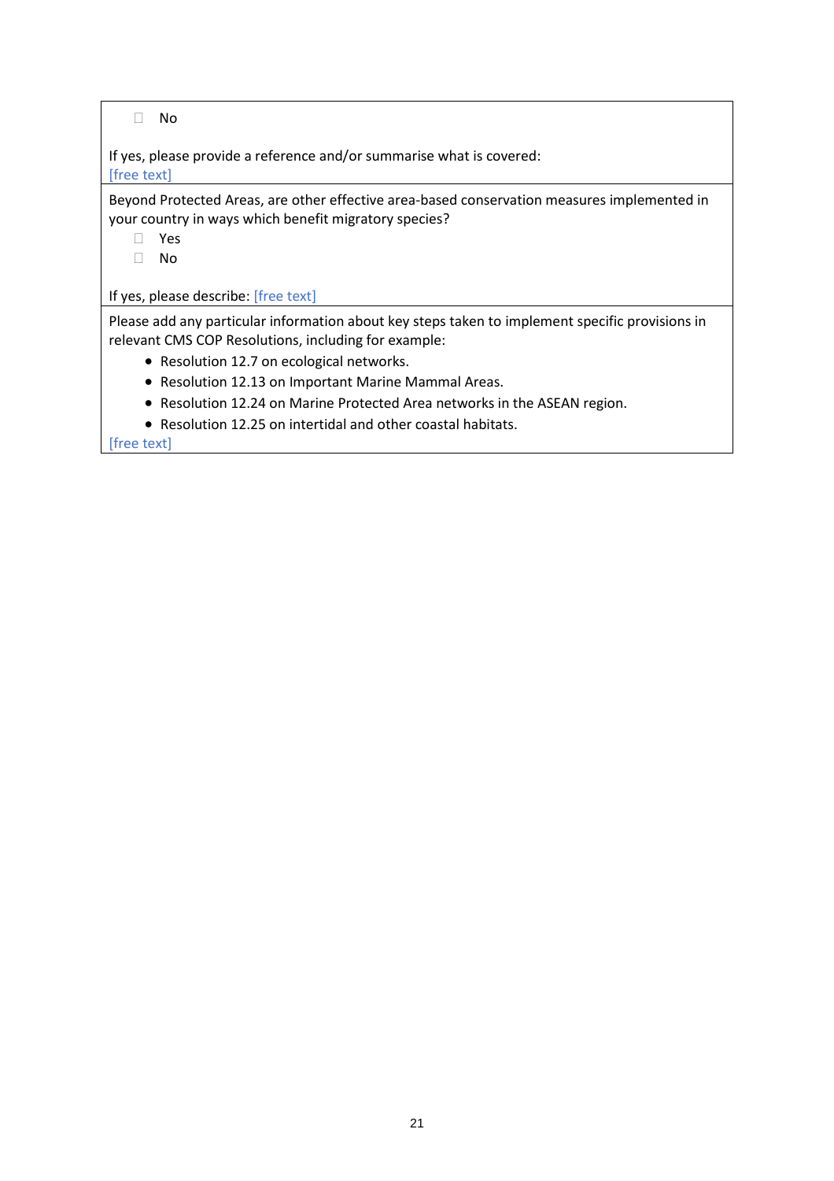- ☐ No

If yes, please provide a reference and/or summarise what is covered:
[free text]

---

Beyond Protected Areas, are other effective area-based conservation measures implemented in your country in ways which benefit migratory species?

- ☐ Yes
- ☐ No

If yes, please describe: [free text]

---

Please add any particular information about key steps taken to implement specific provisions in relevant CMS COP Resolutions, including for example:

- Resolution 12.7 on ecological networks.
- Resolution 12.13 on Important Marine Mammal Areas.
- Resolution 12.24 on Marine Protected Area networks in the ASEAN region.
- Resolution 12.25 on intertidal and other coastal habitats.

[free text]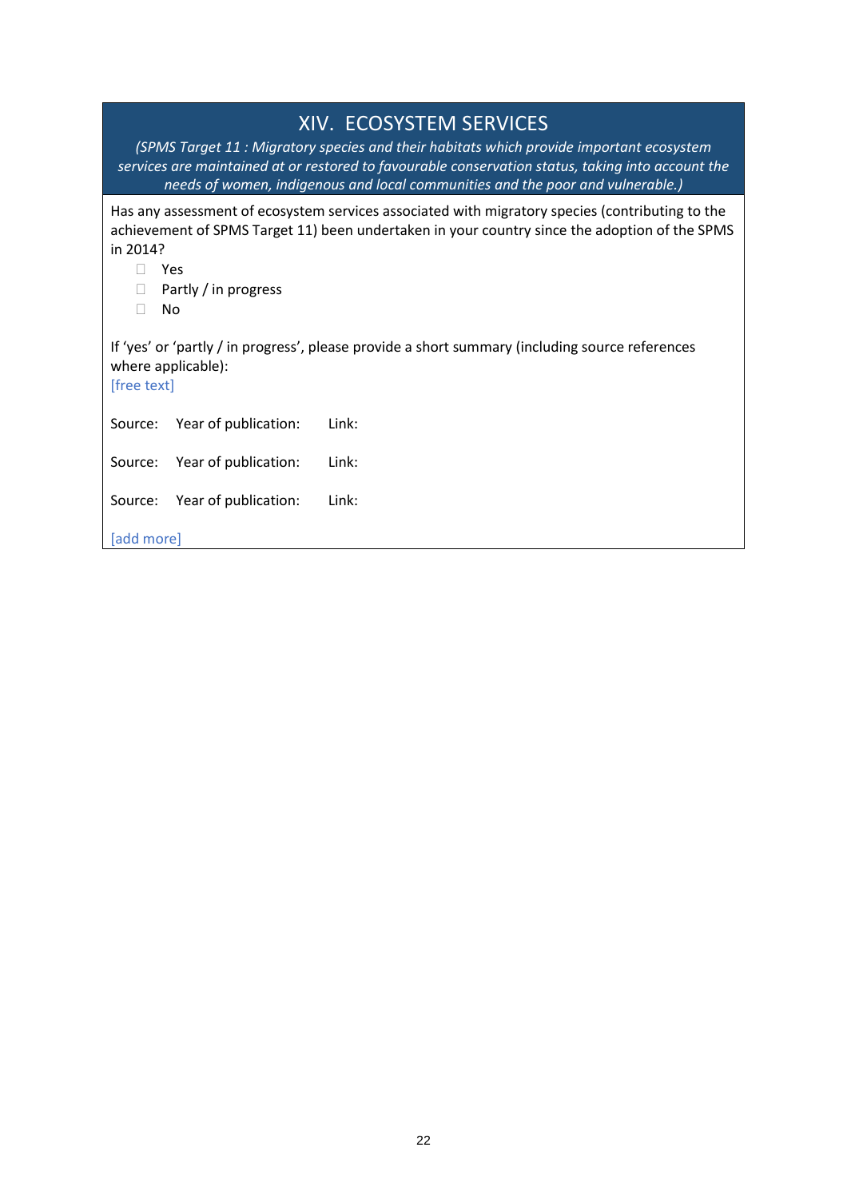# XIV. ECOSYSTEM SERVICES

*(SPMS Target 11 : Migratory species and their habitats which provide important ecosystem services are maintained at or restored to favourable conservation status, taking into account the needs of women, indigenous and local communities and the poor and vulnerable.)*

Has any assessment of ecosystem services associated with migratory species (contributing to the achievement of SPMS Target 11) been undertaken in your country since the adoption of the SPMS in 2014?

- ☐ Yes
- ☐ Partly / in progress
- ☐ No

If 'yes' or 'partly / in progress', please provide a short summary (including source references where applicable):
[free text]

Source: Year of publication: Link:

Source: Year of publication: Link:

Source: Year of publication: Link:

[add more]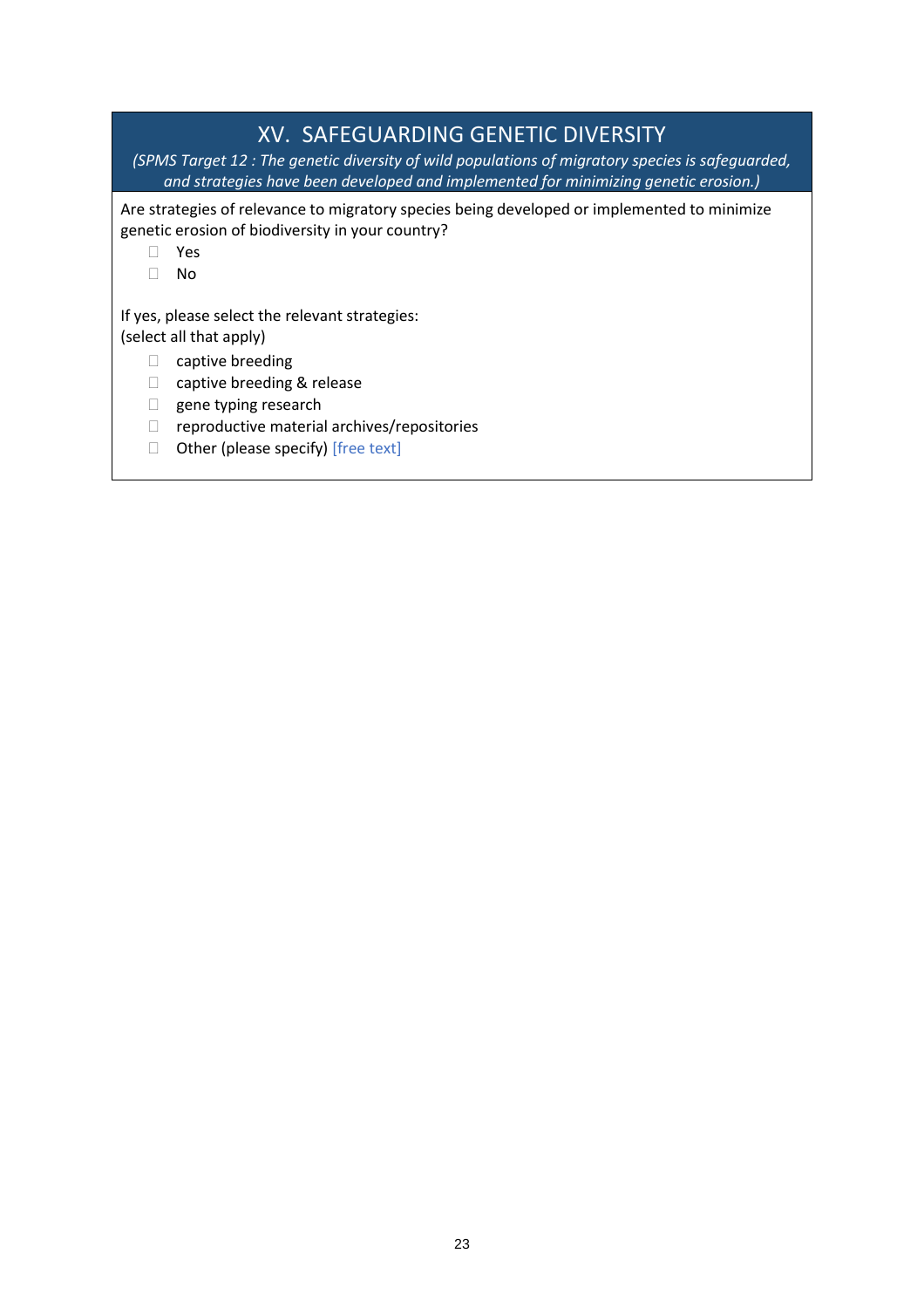## XV. SAFEGUARDING GENETIC DIVERSITY

*(SPMS Target 12 : The genetic diversity of wild populations of migratory species is safeguarded, and strategies have been developed and implemented for minimizing genetic erosion.)*

Are strategies of relevance to migratory species being developed or implemented to minimize genetic erosion of biodiversity in your country?

- ☐ Yes
- ☐ No

If yes, please select the relevant strategies:
(select all that apply)

- ☐ captive breeding
- ☐ captive breeding & release
- ☐ gene typing research
- ☐ reproductive material archives/repositories
- ☐ Other (please specify) [free text]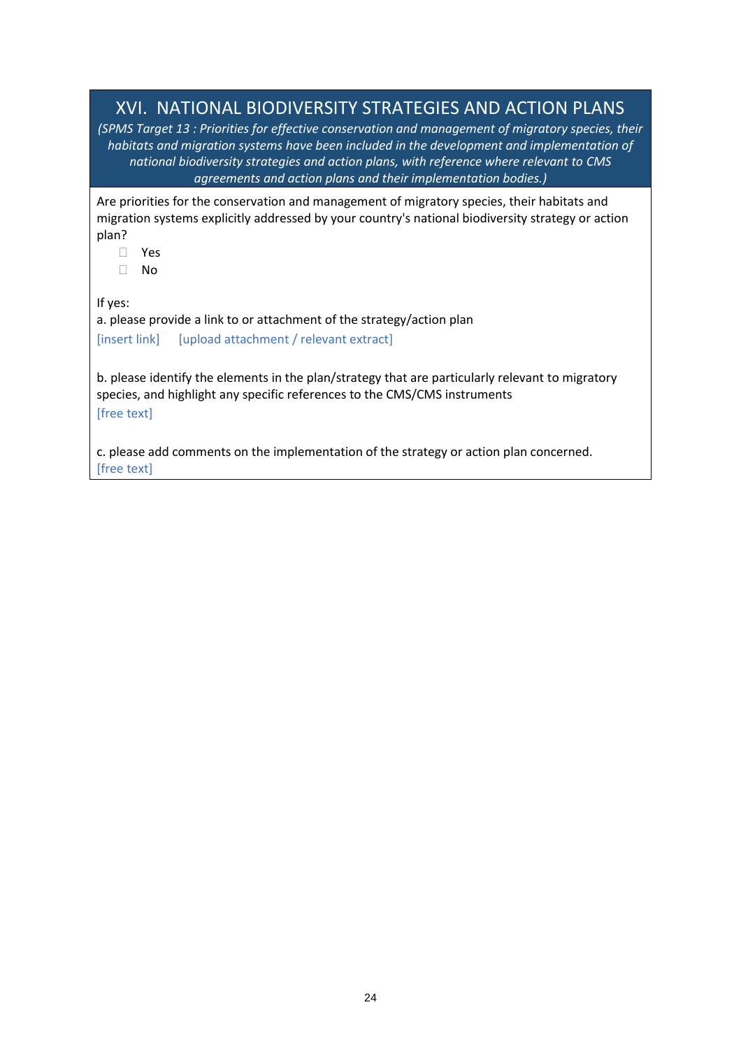# XVI. NATIONAL BIODIVERSITY STRATEGIES AND ACTION PLANS

*(SPMS Target 13 : Priorities for effective conservation and management of migratory species, their habitats and migration systems have been included in the development and implementation of national biodiversity strategies and action plans, with reference where relevant to CMS agreements and action plans and their implementation bodies.)*

Are priorities for the conservation and management of migratory species, their habitats and migration systems explicitly addressed by your country's national biodiversity strategy or action plan?

- ☐ Yes
- ☐ No

If yes:

a. please provide a link to or attachment of the strategy/action plan

[insert link]    [upload attachment / relevant extract]

b. please identify the elements in the plan/strategy that are particularly relevant to migratory species, and highlight any specific references to the CMS/CMS instruments

[free text]

c. please add comments on the implementation of the strategy or action plan concerned.

[free text]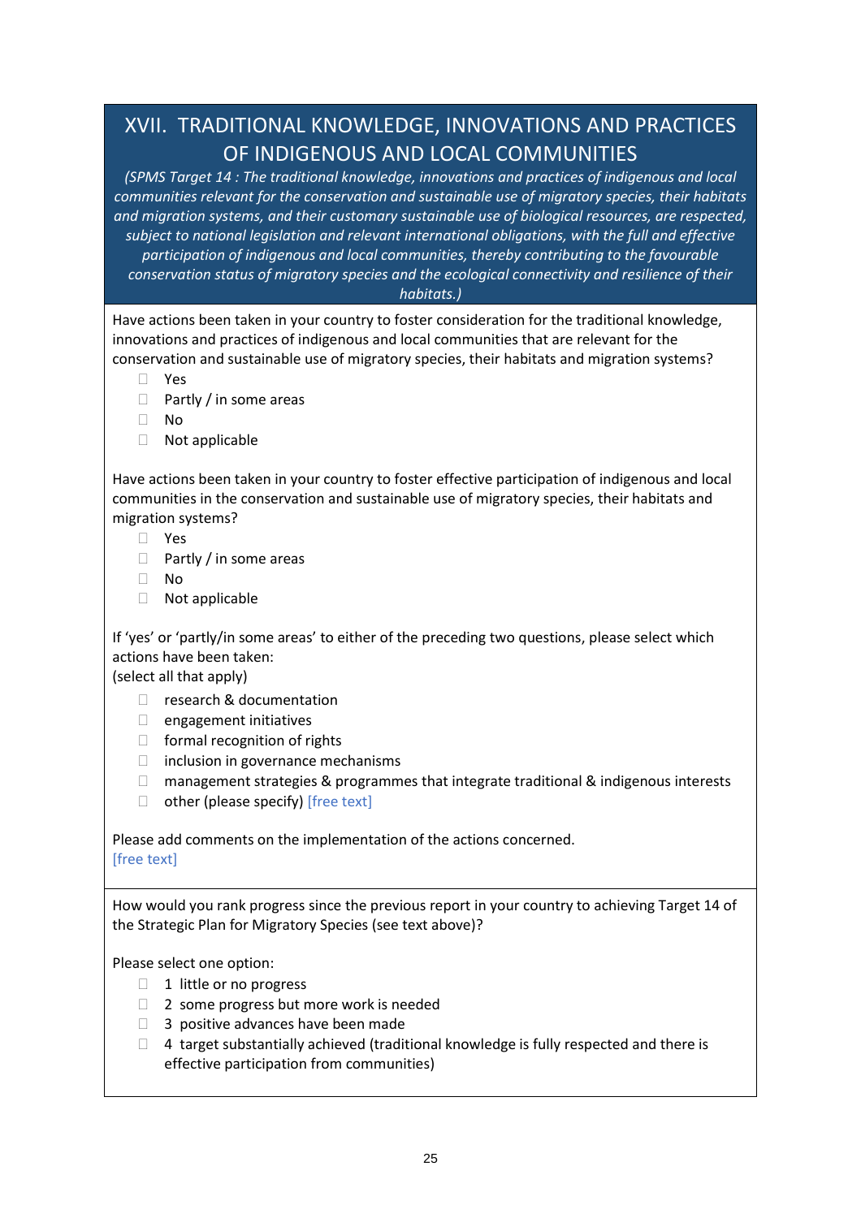# XVII. TRADITIONAL KNOWLEDGE, INNOVATIONS AND PRACTICES OF INDIGENOUS AND LOCAL COMMUNITIES

*(SPMS Target 14 : The traditional knowledge, innovations and practices of indigenous and local communities relevant for the conservation and sustainable use of migratory species, their habitats and migration systems, and their customary sustainable use of biological resources, are respected, subject to national legislation and relevant international obligations, with the full and effective participation of indigenous and local communities, thereby contributing to the favourable conservation status of migratory species and the ecological connectivity and resilience of their habitats.)*

Have actions been taken in your country to foster consideration for the traditional knowledge, innovations and practices of indigenous and local communities that are relevant for the conservation and sustainable use of migratory species, their habitats and migration systems?

- ☐ Yes
- ☐ Partly / in some areas
- ☐ No
- ☐ Not applicable

Have actions been taken in your country to foster effective participation of indigenous and local communities in the conservation and sustainable use of migratory species, their habitats and migration systems?

- ☐ Yes
- ☐ Partly / in some areas
- ☐ No
- ☐ Not applicable

If 'yes' or 'partly/in some areas' to either of the preceding two questions, please select which actions have been taken:
(select all that apply)

- ☐ research & documentation
- ☐ engagement initiatives
- ☐ formal recognition of rights
- ☐ inclusion in governance mechanisms
- ☐ management strategies & programmes that integrate traditional & indigenous interests
- ☐ other (please specify) [free text]

Please add comments on the implementation of the actions concerned.
[free text]

How would you rank progress since the previous report in your country to achieving Target 14 of the Strategic Plan for Migratory Species (see text above)?

Please select one option:

- ☐ 1 little or no progress
- ☐ 2 some progress but more work is needed
- ☐ 3 positive advances have been made
- ☐ 4 target substantially achieved (traditional knowledge is fully respected and there is effective participation from communities)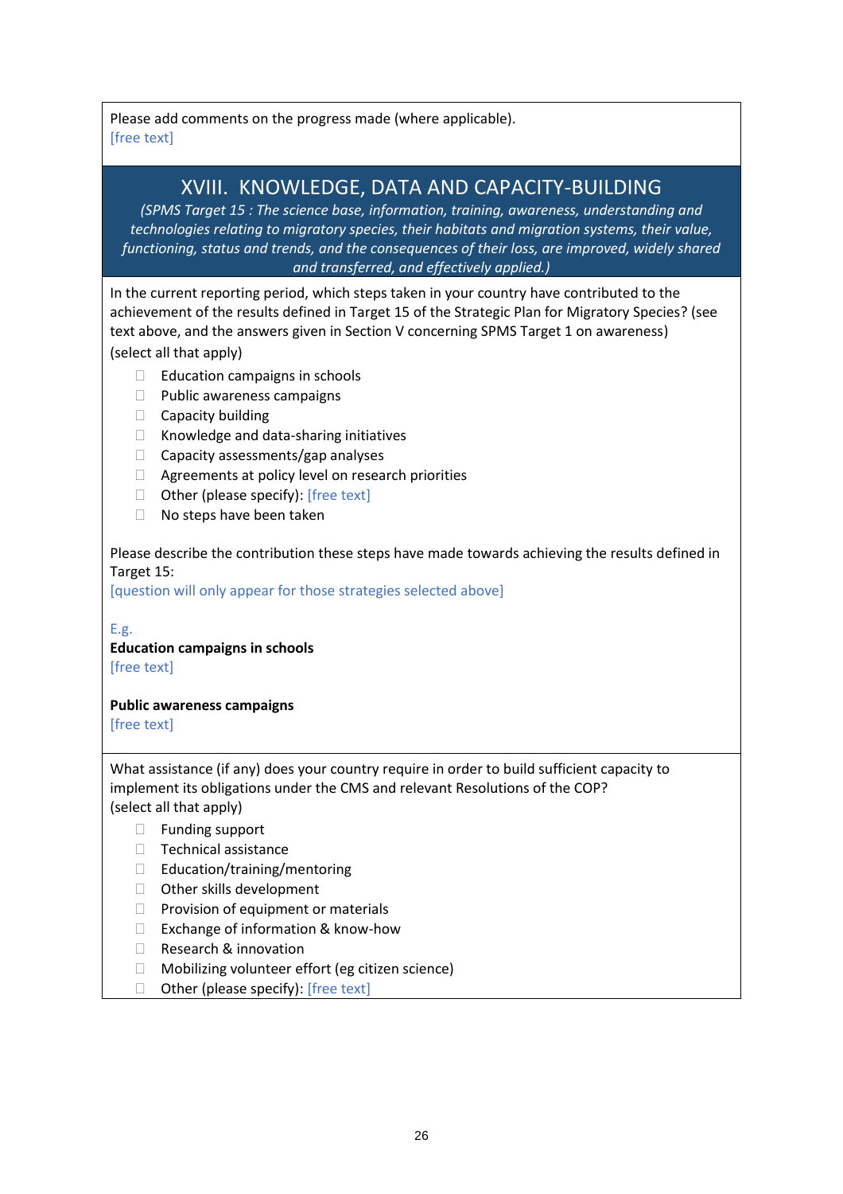Please add comments on the progress made (where applicable).
[free text]

## XVIII. KNOWLEDGE, DATA AND CAPACITY-BUILDING

*(SPMS Target 15 : The science base, information, training, awareness, understanding and technologies relating to migratory species, their habitats and migration systems, their value, functioning, status and trends, and the consequences of their loss, are improved, widely shared and transferred, and effectively applied.)*

In the current reporting period, which steps taken in your country have contributed to the achievement of the results defined in Target 15 of the Strategic Plan for Migratory Species? (see text above, and the answers given in Section V concerning SPMS Target 1 on awareness)
(select all that apply)

- ☐ Education campaigns in schools
- ☐ Public awareness campaigns
- ☐ Capacity building
- ☐ Knowledge and data-sharing initiatives
- ☐ Capacity assessments/gap analyses
- ☐ Agreements at policy level on research priorities
- ☐ Other (please specify): [free text]
- ☐ No steps have been taken

Please describe the contribution these steps have made towards achieving the results defined in Target 15:
[question will only appear for those strategies selected above]

E.g.
**Education campaigns in schools**
[free text]

**Public awareness campaigns**
[free text]

What assistance (if any) does your country require in order to build sufficient capacity to implement its obligations under the CMS and relevant Resolutions of the COP?
(select all that apply)

- ☐ Funding support
- ☐ Technical assistance
- ☐ Education/training/mentoring
- ☐ Other skills development
- ☐ Provision of equipment or materials
- ☐ Exchange of information & know-how
- ☐ Research & innovation
- ☐ Mobilizing volunteer effort (eg citizen science)
- ☐ Other (please specify): [free text]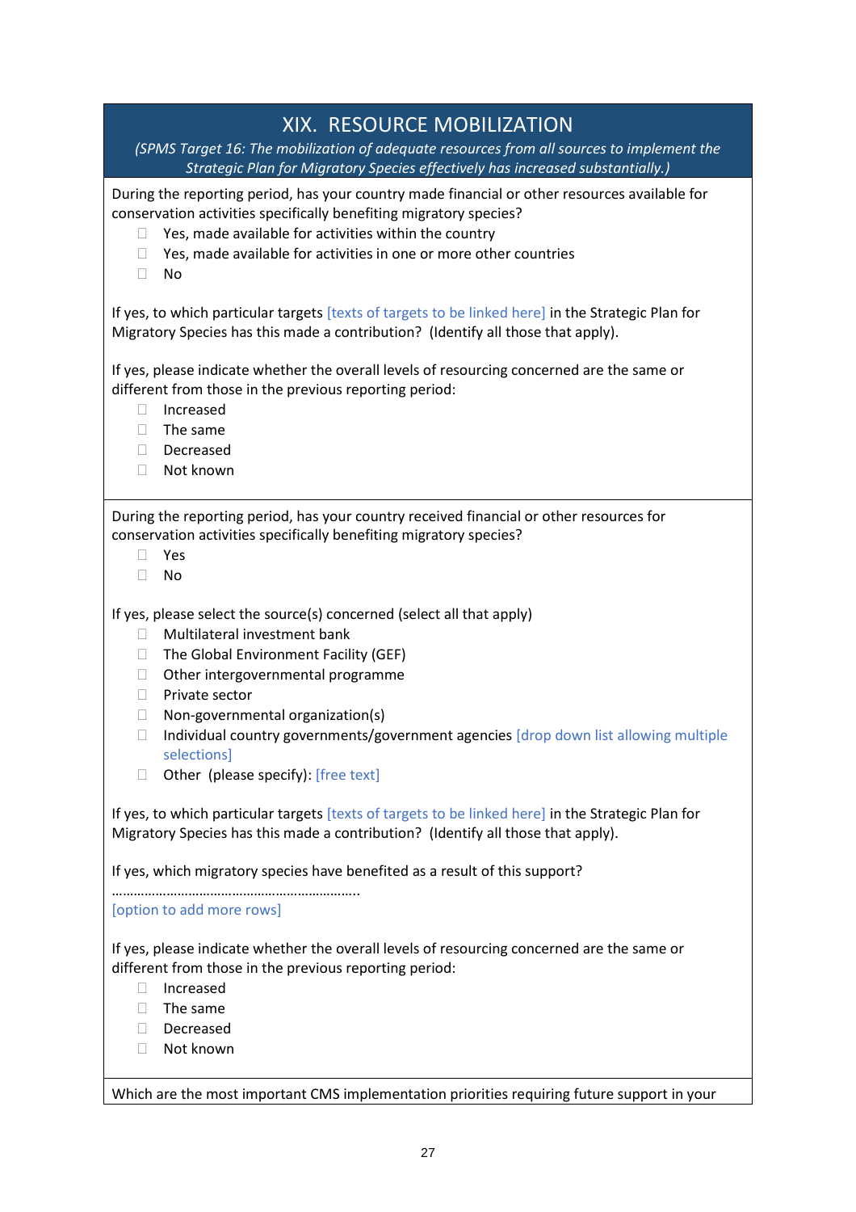# XIX. RESOURCE MOBILIZATION

*(SPMS Target 16: The mobilization of adequate resources from all sources to implement the Strategic Plan for Migratory Species effectively has increased substantially.)*

During the reporting period, has your country made financial or other resources available for conservation activities specifically benefiting migratory species?

- ☐ Yes, made available for activities within the country
- ☐ Yes, made available for activities in one or more other countries
- ☐ No

If yes, to which particular targets [texts of targets to be linked here] in the Strategic Plan for Migratory Species has this made a contribution? (Identify all those that apply).

If yes, please indicate whether the overall levels of resourcing concerned are the same or different from those in the previous reporting period:

- ☐ Increased
- ☐ The same
- ☐ Decreased
- ☐ Not known

During the reporting period, has your country received financial or other resources for conservation activities specifically benefiting migratory species?

- ☐ Yes
- ☐ No

If yes, please select the source(s) concerned (select all that apply)

- ☐ Multilateral investment bank
- ☐ The Global Environment Facility (GEF)
- ☐ Other intergovernmental programme
- ☐ Private sector
- ☐ Non-governmental organization(s)
- ☐ Individual country governments/government agencies [drop down list allowing multiple selections]
- ☐ Other (please specify): [free text]

If yes, to which particular targets [texts of targets to be linked here] in the Strategic Plan for Migratory Species has this made a contribution? (Identify all those that apply).

If yes, which migratory species have benefited as a result of this support?

…………………………………………………………..
[option to add more rows]

If yes, please indicate whether the overall levels of resourcing concerned are the same or different from those in the previous reporting period:

- ☐ Increased
- ☐ The same
- ☐ Decreased
- ☐ Not known

Which are the most important CMS implementation priorities requiring future support in your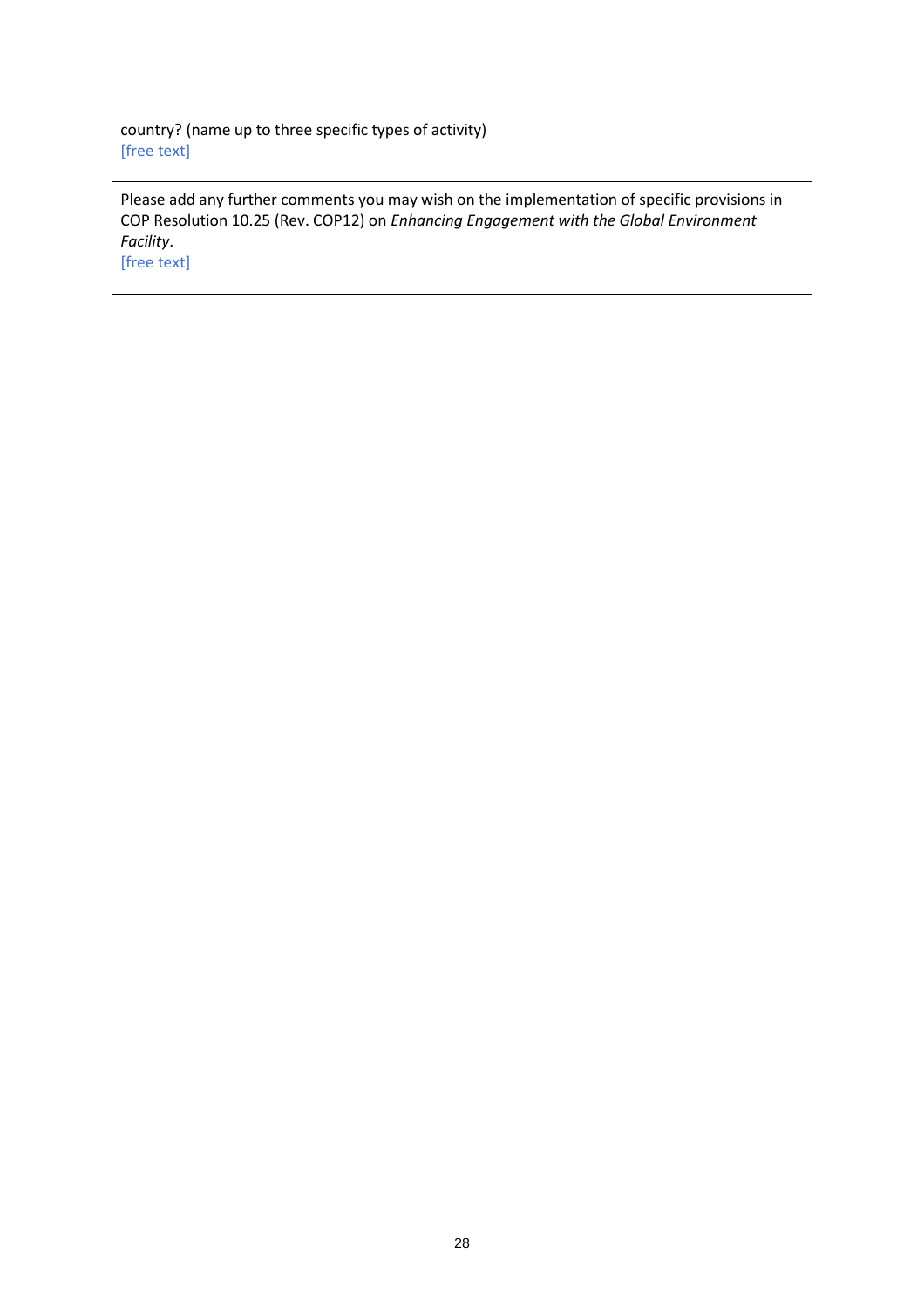| |
|---|
| country? (name up to three specific types of activity)<br>[free text] |
| Please add any further comments you may wish on the implementation of specific provisions in COP Resolution 10.25 (Rev. COP12) on *Enhancing Engagement with the Global Environment Facility*.<br>[free text] |